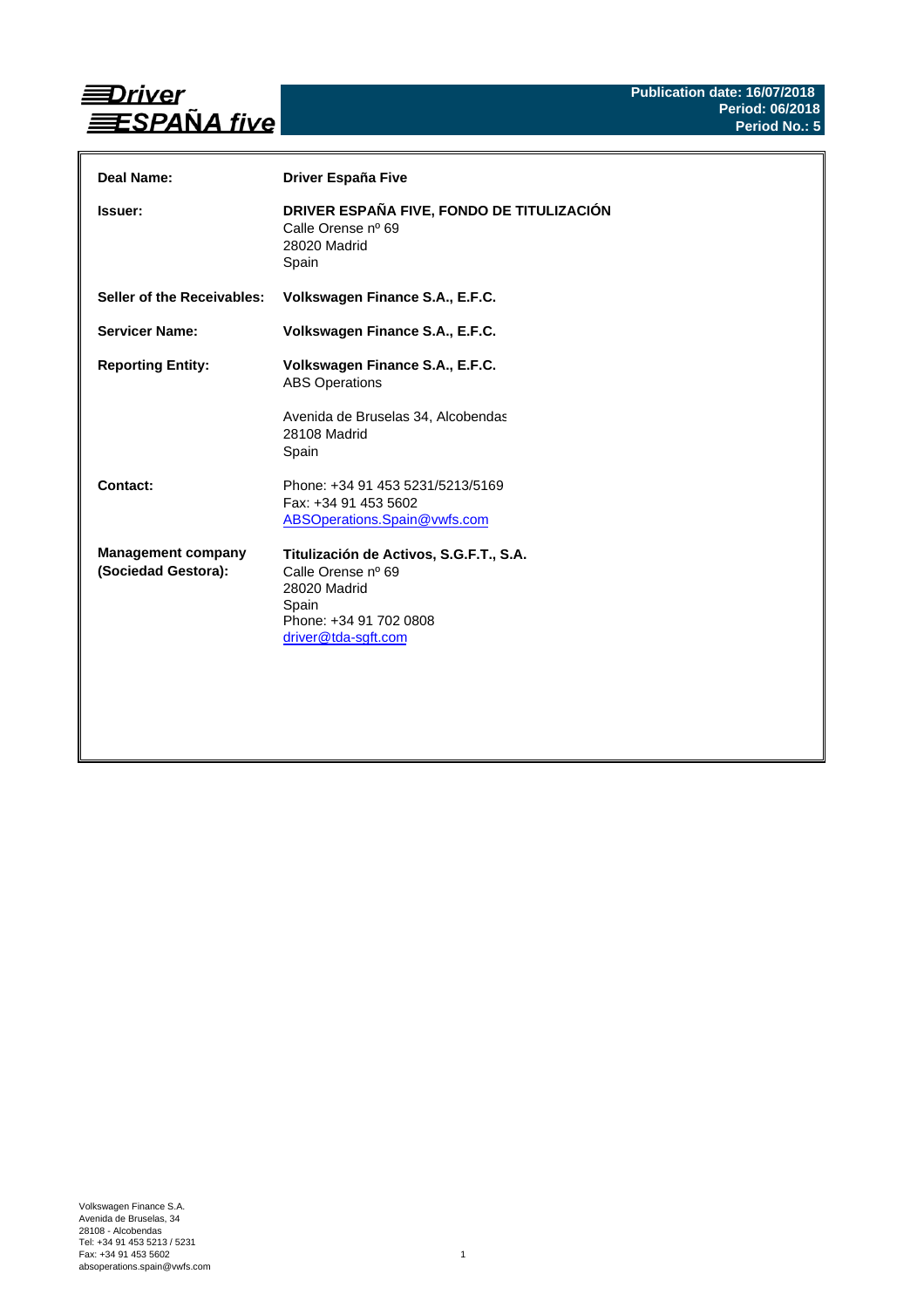# Driver ESPAÑA five

**Publication date: 16/07/2018**
**Period: 06/2018**
**Period No.: 5**

| | |
|---|---|
| **Deal Name:** | **Driver España Five** |
| **Issuer:** | **DRIVER ESPAÑA FIVE, FONDO DE TITULIZACIÓN**<br>Calle Orense nº 69<br>28020 Madrid<br>Spain |
| **Seller of the Receivables:** | **Volkswagen Finance S.A., E.F.C.** |
| **Servicer Name:** | **Volkswagen Finance S.A., E.F.C.** |
| **Reporting Entity:** | **Volkswagen Finance S.A., E.F.C.**<br>ABS Operations<br><br>Avenida de Bruselas 34, Alcobendas<br>28108 Madrid<br>Spain |
| **Contact:** | Phone: +34 91 453 5231/5213/5169<br>Fax: +34 91 453 5602<br>ABSOperations.Spain@vwfs.com |
| **Management company (Sociedad Gestora):** | **Titulización de Activos, S.G.F.T., S.A.**<br>Calle Orense nº 69<br>28020 Madrid<br>Spain<br>Phone: +34 91 702 0808<br>driver@tda-sgft.com |

Volkswagen Finance S.A.
Avenida de Bruselas, 34
28108 - Alcobendas
Tel: +34 91 453 5213 / 5231
Fax: +34 91 453 5602
absoperations.spain@vwfs.com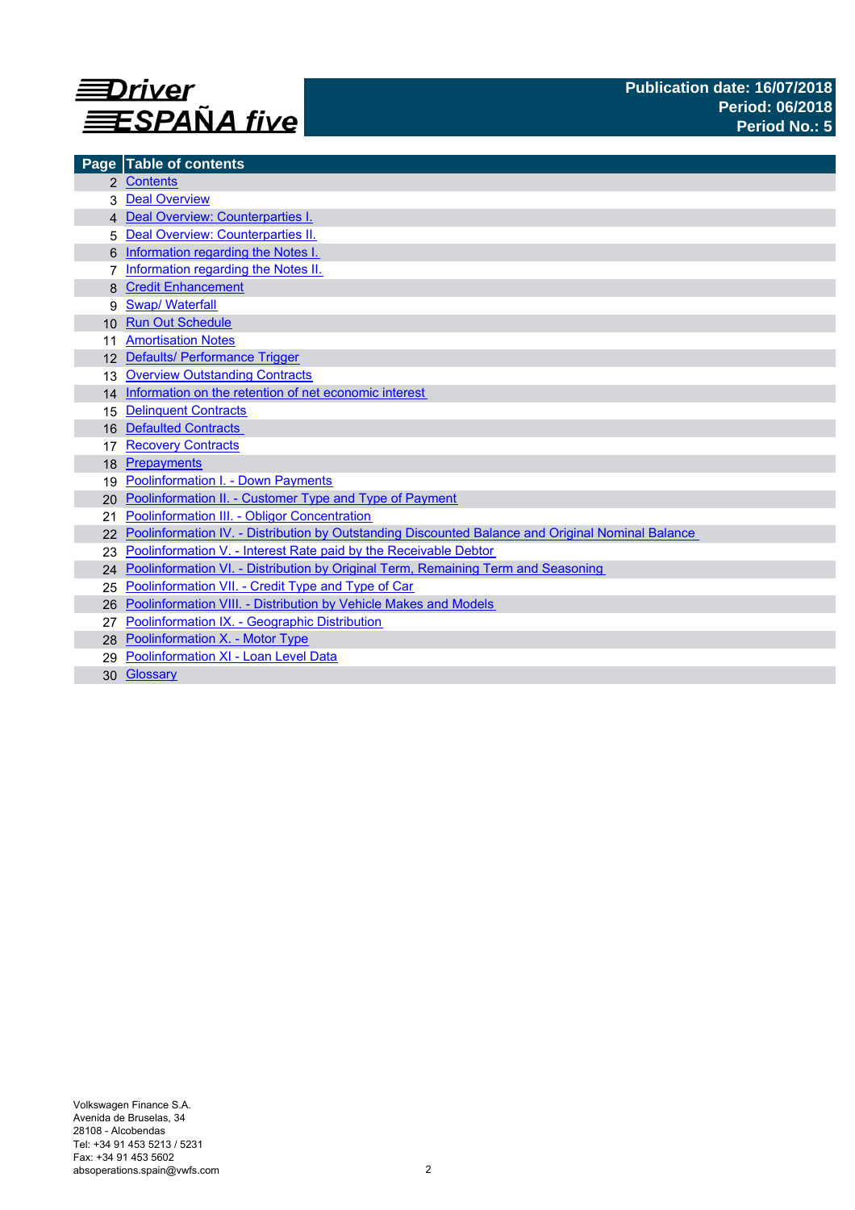# Driver ESPAÑA five

**Publication date: 16/07/2018**
**Period: 06/2018**
**Period No.: 5**

| Page | Table of contents |
|---|---|
| 2 | Contents |
| 3 | Deal Overview |
| 4 | Deal Overview: Counterparties I. |
| 5 | Deal Overview: Counterparties II. |
| 6 | Information regarding the Notes I. |
| 7 | Information regarding the Notes II. |
| 8 | Credit Enhancement |
| 9 | Swap/ Waterfall |
| 10 | Run Out Schedule |
| 11 | Amortisation Notes |
| 12 | Defaults/ Performance Trigger |
| 13 | Overview Outstanding Contracts |
| 14 | Information on the retention of net economic interest |
| 15 | Delinquent Contracts |
| 16 | Defaulted Contracts |
| 17 | Recovery Contracts |
| 18 | Prepayments |
| 19 | Poolinformation I. - Down Payments |
| 20 | Poolinformation II. - Customer Type and Type of Payment |
| 21 | Poolinformation III. - Obligor Concentration |
| 22 | Poolinformation IV. - Distribution by Outstanding Discounted Balance and Original Nominal Balance |
| 23 | Poolinformation V. - Interest Rate paid by the Receivable Debtor |
| 24 | Poolinformation VI. - Distribution by Original Term, Remaining Term and Seasoning |
| 25 | Poolinformation VII. - Credit Type and Type of Car |
| 26 | Poolinformation VIII. - Distribution by Vehicle Makes and Models |
| 27 | Poolinformation IX. - Geographic Distribution |
| 28 | Poolinformation X. - Motor Type |
| 29 | Poolinformation XI - Loan Level Data |
| 30 | Glossary |

Volkswagen Finance S.A.
Avenida de Bruselas, 34
28108 - Alcobendas
Tel: +34 91 453 5213 / 5231
Fax: +34 91 453 5602
absoperations.spain@vwfs.com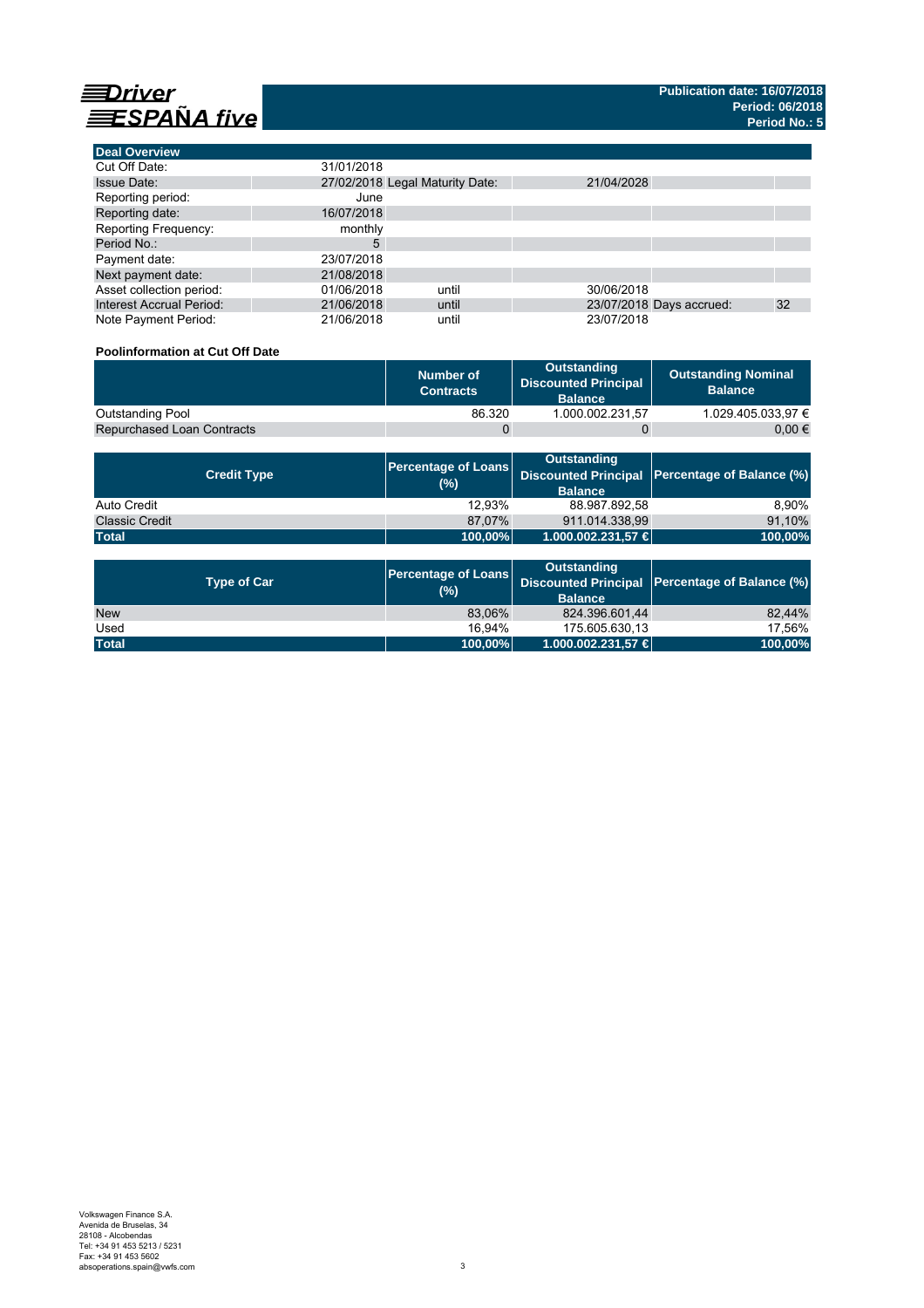# Driver ESPAÑA five

**Publication date: 16/07/2018**
**Period: 06/2018**
**Period No.: 5**

## Deal Overview

| | | | | | |
|---|---|---|---|---|---|
| Cut Off Date: | 31/01/2018 | | | | |
| Issue Date: | 27/02/2018 | Legal Maturity Date: | 21/04/2028 | | |
| Reporting period: | June | | | | |
| Reporting date: | 16/07/2018 | | | | |
| Reporting Frequency: | monthly | | | | |
| Period No.: | 5 | | | | |
| Payment date: | 23/07/2018 | | | | |
| Next payment date: | 21/08/2018 | | | | |
| Asset collection period: | 01/06/2018 | until | 30/06/2018 | | |
| Interest Accrual Period: | 21/06/2018 | until | 23/07/2018 | Days accrued: | 32 |
| Note Payment Period: | 21/06/2018 | until | 23/07/2018 | | |

### Poolinformation at Cut Off Date

| | Number of Contracts | Outstanding Discounted Principal Balance | Outstanding Nominal Balance |
|---|---|---|---|
| Outstanding Pool | 86.320 | 1.000.002.231,57 | 1.029.405.033,97 € |
| Repurchased Loan Contracts | 0 | 0 | 0,00 € |

| Credit Type | Percentage of Loans (%) | Outstanding Discounted Principal Balance | Percentage of Balance (%) |
|---|---|---|---|
| Auto Credit | 12,93% | 88.987.892,58 | 8,90% |
| Classic Credit | 87,07% | 911.014.338,99 | 91,10% |
| **Total** | **100,00%** | **1.000.002.231,57 €** | **100,00%** |

| Type of Car | Percentage of Loans (%) | Outstanding Discounted Principal Balance | Percentage of Balance (%) |
|---|---|---|---|
| New | 83,06% | 824.396.601,44 | 82,44% |
| Used | 16,94% | 175.605.630,13 | 17,56% |
| **Total** | **100,00%** | **1.000.002.231,57 €** | **100,00%** |

Volkswagen Finance S.A.
Avenida de Bruselas, 34
28108 - Alcobendas
Tel: +34 91 453 5213 / 5231
Fax: +34 91 453 5602
absoperations.spain@vwfs.com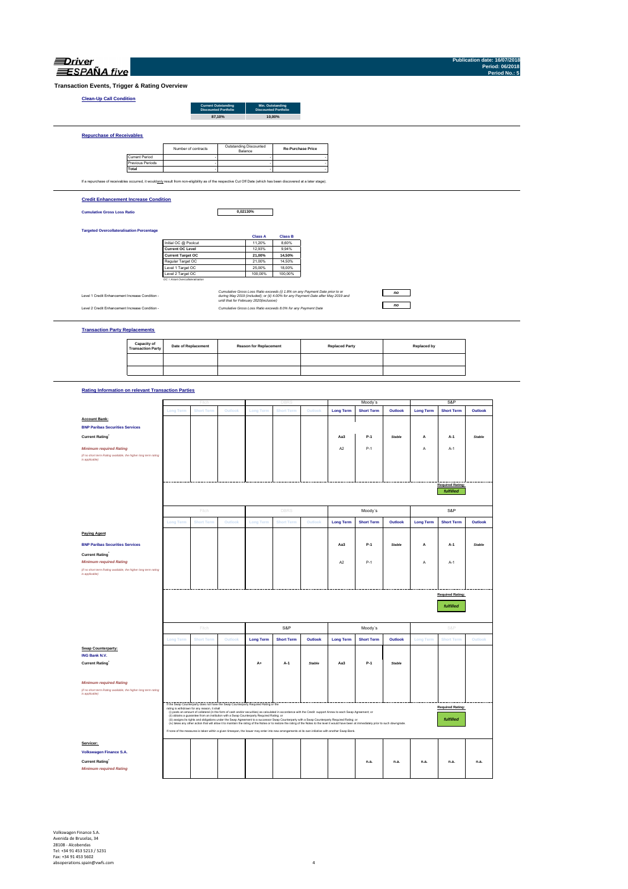**Driver ESPAÑA five**

**Publication date: 16/07/2018**
**Period: 06/2018**
**Period No.: 5**

## Transaction Events, Trigger & Rating Overview

### Clean-Up Call Condition

| Current Outstanding Discounted Portfolio | Min. Outstanding Discounted Portfolio |
|---|---|
| 87,10% | 10,00% |

### Repurchase of Receivables

| | Number of contracts | Outstanding Discounted Balance | Re-Purchase Price |
|---|---|---|---|
| Current Period | - | - | - |
| Previous Periods | - | - | - |
| **Total** | - | - | - |

If a repurchase of receivables occurred, it would only result from non-eligibility as of the respective Cut Off Date (which has been discovered at a later stage).

### Credit Enhancement Increase Condition

**Cumulative Gross Loss Ratio** 0,02130%

**Targeted Overcollateralisation Percentage**

| | Class A | Class B |
|---|---|---|
| Initial OC @ Poolcut | 11,20% | 8,60% |
| **Current OC Level** | 12,93% | 9,94% |
| **Current Target OC** | 21,00% | 14,50% |
| Regular Target OC | 21,00% | 14,50% |
| Level 1 Target OC | 25,00% | 18,00% |
| Level 2 Target OC | 100,00% | 100,00% |

OC = Asset Overcollateralisation

Level 1 Credit Enhancement Increase Condition - *Cumulative Gross Loss Ratio exceeds (i) 1.8% on any Payment Date prior to or during May 2019 (included); or (ii) 4.00% for any Payment Date after May 2019 and until that for February 2020(inclusive)* — **no**

Level 2 Credit Enhancement Increase Condition - *Cumulative Gross Loss Ratio exceeds 8.0% for any Payment Date* — **no**

### Transaction Party Replacements

| Capacity of Transaction Party | Date of Replacement | Reason for Replacement | Replaced Party | Replaced by |
|---|---|---|---|---|
| | | | | |
| | | | | |

### Rating Information on relevant Transaction Parties

| | Fitch | | | DBRS | | | Moody´s | | | S&P | | |
|---|---|---|---|---|---|---|---|---|---|---|---|---|
| | Long Term | Short Term | Outlook | Long Term | Short Term | Outlook | Long Term | Short Term | Outlook | Long Term | Short Term | Outlook |
| **Account Bank:** | | | | | | | | | | | | |
| **BNP Paribas Securities Services** | | | | | | | | | | | | |
| **Current Rating**[1] | | | | | | | Aa3 | P-1 | Stable | A | A-1 | Stable |
| *Minimum required Rating* | | | | | | | A2 | P-1 | | A | A-1 | |
| *(if no short term Rating available, the higher long term rating is applicable)* | | | | | | | | | | | | |
| | | | | | | | | | | | Required Rating: *fulfilled* | |

| | Fitch | | | DBRS | | | Moody´s | | | S&P | | |
|---|---|---|---|---|---|---|---|---|---|---|---|---|
| | Long Term | Short Term | Outlook | Long Term | Short Term | Outlook | Long Term | Short Term | Outlook | Long Term | Short Term | Outlook |
| **Paying Agent** | | | | | | | | | | | | |
| **BNP Paribas Securities Services** | | | | | | | Aa3 | P-1 | Stable | A | A-1 | Stable |
| **Current Rating**[1] | | | | | | | | | | | | |
| *Minimum required Rating* | | | | | | | A2 | P-1 | | A | A-1 | |
| *(if no short term Rating available, the higher long term rating is applicable)* | | | | | | | | | | | | |
| | | | | | | | | | | | Required Rating: *fulfilled* | |

| | Fitch | | | S&P | | | Moody´s | | | S&P | | |
|---|---|---|---|---|---|---|---|---|---|---|---|---|
| | Long Term | Short Term | Outlook | Long Term | Short Term | Outlook | Long Term | Short Term | Outlook | Long Term | Short Term | Outlook |
| **Swap Counterparty:** | | | | | | | | | | | | |
| **ING Bank N.V.** | | | | | | | | | | | | |
| **Current Rating**[1] | | | | A+ | A-1 | Stable | Aa3 | P-1 | Stable | | | |
| *Minimum required Rating* | | | | | | | | | | | | |
| *(if no short term Rating available, the higher long term rating is applicable)* | | | | | | | | | | | Required Rating: *fulfilled* | |

If the Swap Counterparty does not have the Swap Counterparty Required Rating or the rating is withdrawn for any reason, it shall
(i) posts an amount of collateral (in the form of cash and/or securities) as calculated in accordance with the Credit Support Annex to each Swap Agreement; or
(ii) obtains a guarantee from an institution with a Swap Counterparty Required Rating; or
(iii) assigns its rights and obligations under the Swap Agreement to a successor Swap Counterparty with a Swap Counterparty Required Rating; or
(iv) takes any other action that will allow it to maintain the rating of the Notes or to restore the rating of the Notes to the level it would have been at immediately prior to such downgrade.
If none of the measures is taken within a given timespan, the Issuer may enter into new arrangements at its own initiative with another Swap Bank.

| | Fitch | | | DBRS | | | Moody´s | | | S&P | | |
|---|---|---|---|---|---|---|---|---|---|---|---|---|
| **Servicer:** | | | | | | | | | | | | |
| **Volkswagen Finance S.A.** | | | | | | | | | | | | |
| **Current Rating**[1] | | | | | | | | n.a. | n.a. | n.a. | n.a. | n.a. |
| *Minimum required Rating* | | | | | | | | | | | | |

Volkswagen Finance S.A.
Avenida de Bruselas, 34
28108 - Alcobendas
Tel: +34 91 453 5213 / 5231
Fax: +34 91 453 5602
absoperations.spain@vwfs.com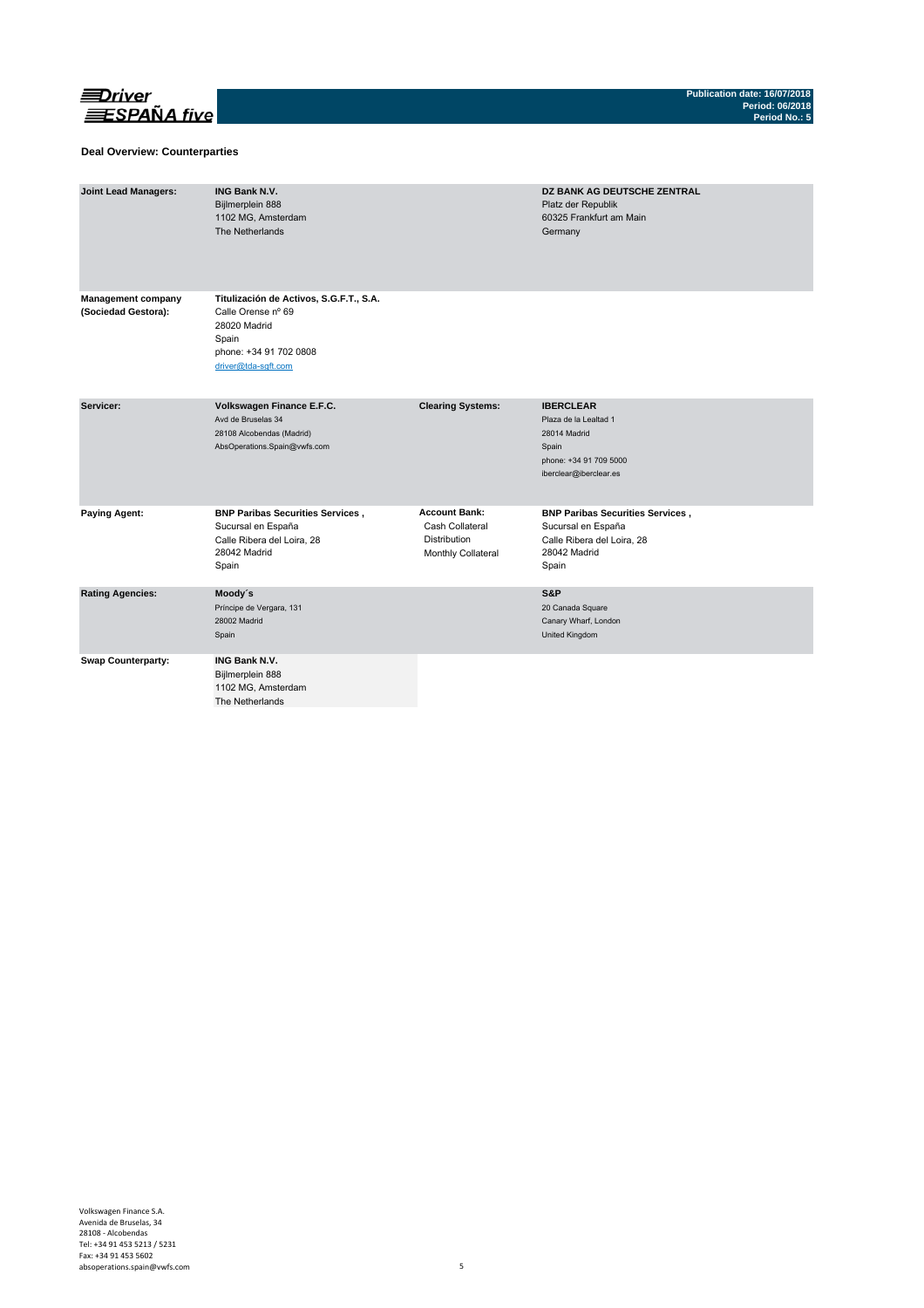## Deal Overview: Counterparties

| | | | |
|---|---|---|---|
| **Joint Lead Managers:** | **ING Bank N.V.**<br>Bijlmerplein 888<br>1102 MG, Amsterdam<br>The Netherlands | | **DZ BANK AG DEUTSCHE ZENTRAL**<br>Platz der Republik<br>60325 Frankfurt am Main<br>Germany |
| **Management company (Sociedad Gestora):** | **Titulización de Activos, S.G.F.T., S.A.**<br>Calle Orense nº 69<br>28020 Madrid<br>Spain<br>phone: +34 91 702 0808<br>driver@tda-sgft.com | | |
| **Servicer:** | **Volkswagen Finance E.F.C.**<br>Avd de Bruselas 34<br>28108 Alcobendas (Madrid)<br>AbsOperations.Spain@vwfs.com | **Clearing Systems:** | **IBERCLEAR**<br>Plaza de la Lealtad 1<br>28014 Madrid<br>Spain<br>phone: +34 91 709 5000<br>iberclear@iberclear.es |
| **Paying Agent:** | **BNP Paribas Securities Services ,**<br>Sucursal en España<br>Calle Ribera del Loira, 28<br>28042 Madrid<br>Spain | **Account Bank:**<br>Cash Collateral<br>Distribution<br>Monthly Collateral | **BNP Paribas Securities Services ,**<br>Sucursal en España<br>Calle Ribera del Loira, 28<br>28042 Madrid<br>Spain |
| **Rating Agencies:** | **Moody´s**<br>Príncipe de Vergara, 131<br>28002 Madrid<br>Spain | | **S&P**<br>20 Canada Square<br>Canary Wharf, London<br>United Kingdom |
| **Swap Counterparty:** | **ING Bank N.V.**<br>Bijlmerplein 888<br>1102 MG, Amsterdam<br>The Netherlands | | |

Volkswagen Finance S.A.
Avenida de Bruselas, 34
28108 - Alcobendas
Tel: +34 91 453 5213 / 5231
Fax: +34 91 453 5602
absoperations.spain@vwfs.com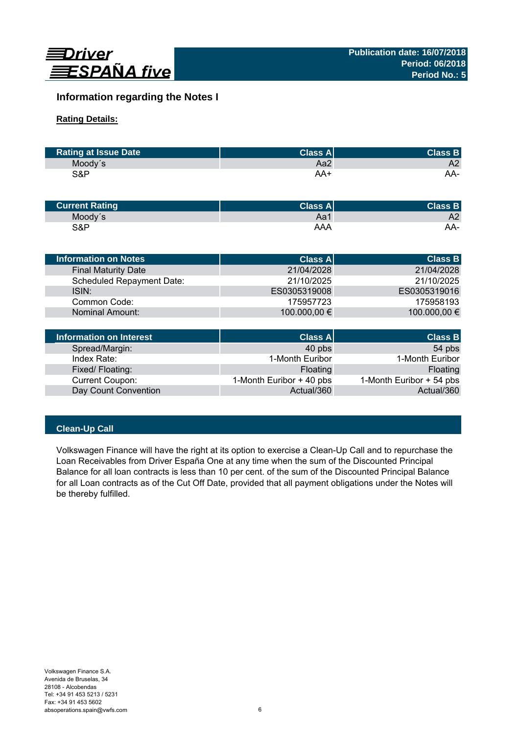## Information regarding the Notes I

**Rating Details:**

| Rating at Issue Date | Class A | Class B |
|---|---|---|
| Moody´s | Aa2 | A2 |
| S&P | AA+ | AA- |

| Current Rating | Class A | Class B |
|---|---|---|
| Moody´s | Aa1 | A2 |
| S&P | AAA | AA- |

| Information on Notes | Class A | Class B |
|---|---|---|
| Final Maturity Date | 21/04/2028 | 21/04/2028 |
| Scheduled Repayment Date: | 21/10/2025 | 21/10/2025 |
| ISIN: | ES0305319008 | ES0305319016 |
| Common Code: | 175957723 | 175958193 |
| Nominal Amount: | 100.000,00 € | 100.000,00 € |

| Information on Interest | Class A | Class B |
|---|---|---|
| Spread/Margin: | 40 pbs | 54 pbs |
| Index Rate: | 1-Month Euribor | 1-Month Euribor |
| Fixed/ Floating: | Floating | Floating |
| Current Coupon: | 1-Month Euribor + 40 pbs | 1-Month Euribor + 54 pbs |
| Day Count Convention | Actual/360 | Actual/360 |

### Clean-Up Call

Volkswagen Finance will have the right at its option to exercise a Clean-Up Call and to repurchase the Loan Receivables from Driver España One at any time when the sum of the Discounted Principal Balance for all loan contracts is less than 10 per cent. of the sum of the Discounted Principal Balance for all Loan contracts as of the Cut Off Date, provided that all payment obligations under the Notes will be thereby fulfilled.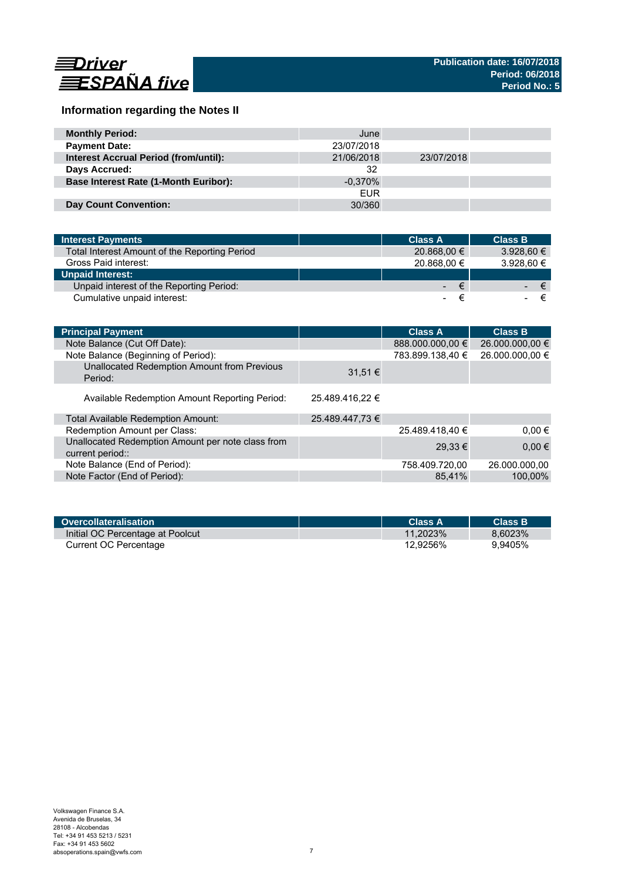Driver ESPAÑA five

**Publication date: 16/07/2018**
**Period: 06/2018**
**Period No.: 5**

## Information regarding the Notes II

| | | | |
|---|---|---|---|
| **Monthly Period:** | June | | |
| **Payment Date:** | 23/07/2018 | | |
| **Interest Accrual Period (from/until):** | 21/06/2018 | 23/07/2018 | |
| **Days Accrued:** | 32 | | |
| **Base Interest Rate (1-Month Euribor):** | -0,370% | | |
| | EUR | | |
| **Day Count Convention:** | 30/360 | | |

| Interest Payments | | Class A | Class B |
|---|---|---|---|
| Total Interest Amount of the Reporting Period | | 20.868,00 € | 3.928,60 € |
| Gross Paid interest: | | 20.868,00 € | 3.928,60 € |
| **Unpaid Interest:** | | | |
| Unpaid interest of the Reporting Period: | | - € | - € |
| Cumulative unpaid interest: | | - € | - € |

| Principal Payment | | Class A | Class B |
|---|---|---|---|
| Note Balance (Cut Off Date): | | 888.000.000,00 € | 26.000.000,00 € |
| Note Balance (Beginning of Period): | | 783.899.138,40 € | 26.000.000,00 € |
| Unallocated Redemption Amount from Previous Period: | 31,51 € | | |
| Available Redemption Amount Reporting Period: | 25.489.416,22 € | | |
| Total Available Redemption Amount: | 25.489.447,73 € | | |
| Redemption Amount per Class: | | 25.489.418,40 € | 0,00 € |
| Unallocated Redemption Amount per note class from current period:: | | 29,33 € | 0,00 € |
| Note Balance (End of Period): | | 758.409.720,00 | 26.000.000,00 |
| Note Factor (End of Period): | | 85,41% | 100,00% |

| Overcollateralisation | | Class A | Class B |
|---|---|---|---|
| Initial OC Percentage at Poolcut | | 11,2023% | 8,6023% |
| Current OC Percentage | | 12,9256% | 9,9405% |

Volkswagen Finance S.A.
Avenida de Bruselas, 34
28108 - Alcobendas
Tel: +34 91 453 5213 / 5231
Fax: +34 91 453 5602
absoperations.spain@vwfs.com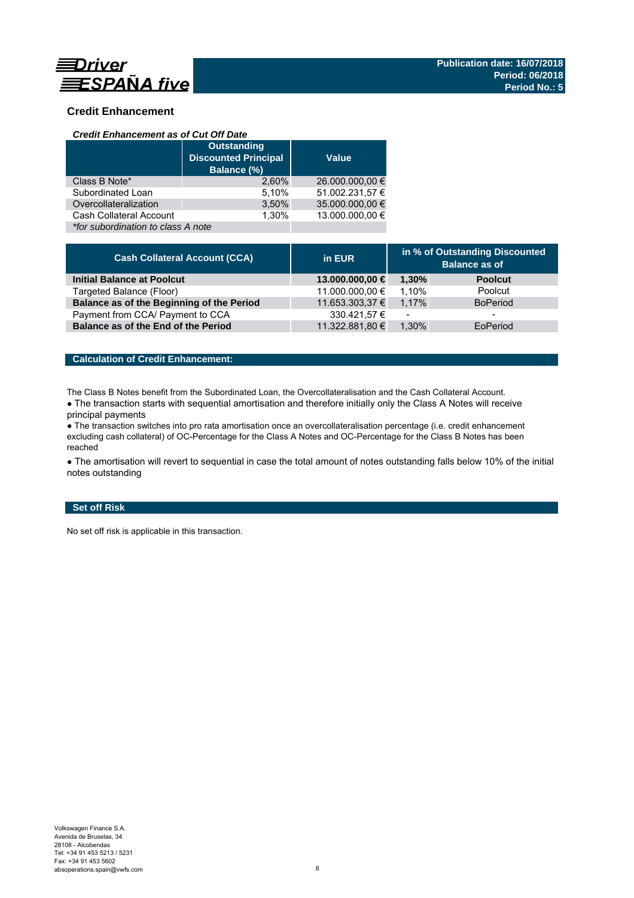## Credit Enhancement

### *Credit Enhancement as of Cut Off Date*

| | Outstanding Discounted Principal Balance (%) | Value |
|---|---|---|
| Class B Note* | 2,60% | 26.000.000,00 € |
| Subordinated Loan | 5,10% | 51.002.231,57 € |
| Overcollateralization | 3,50% | 35.000.000,00 € |
| Cash Collateral Account | 1,30% | 13.000.000,00 € |
| *\*for subordination to class A note* | | |

| Cash Collateral Account (CCA) | in EUR | in % of Outstanding Discounted Balance as of | |
|---|---|---|---|
| **Initial Balance at Poolcut** | **13.000.000,00 €** | **1,30%** | **Poolcut** |
| Targeted Balance (Floor) | 11.000.000,00 € | 1,10% | Poolcut |
| **Balance as of the Beginning of the Period** | 11.653.303,37 € | 1,17% | BoPeriod |
| Payment from CCA/ Payment to CCA | 330.421,57 € | - | - |
| **Balance as of the End of the Period** | 11.322.881,80 € | 1,30% | EoPeriod |

### Calculation of Credit Enhancement:

The Class B Notes benefit from the Subordinated Loan, the Overcollateralisation and the Cash Collateral Account.

● The transaction starts with sequential amortisation and therefore initially only the Class A Notes will receive principal payments

● The transaction switches into pro rata amortisation once an overcollateralisation percentage (i.e. credit enhancement excluding cash collateral) of OC-Percentage for the Class A Notes and OC-Percentage for the Class B Notes has been reached

● The amortisation will revert to sequential in case the total amount of notes outstanding falls below 10% of the initial notes outstanding

### Set off Risk

No set off risk is applicable in this transaction.

Volkswagen Finance S.A.
Avenida de Bruselas, 34
28108 - Alcobendas
Tel: +34 91 453 5213 / 5231
Fax: +34 91 453 5602
absoperations.spain@vwfs.com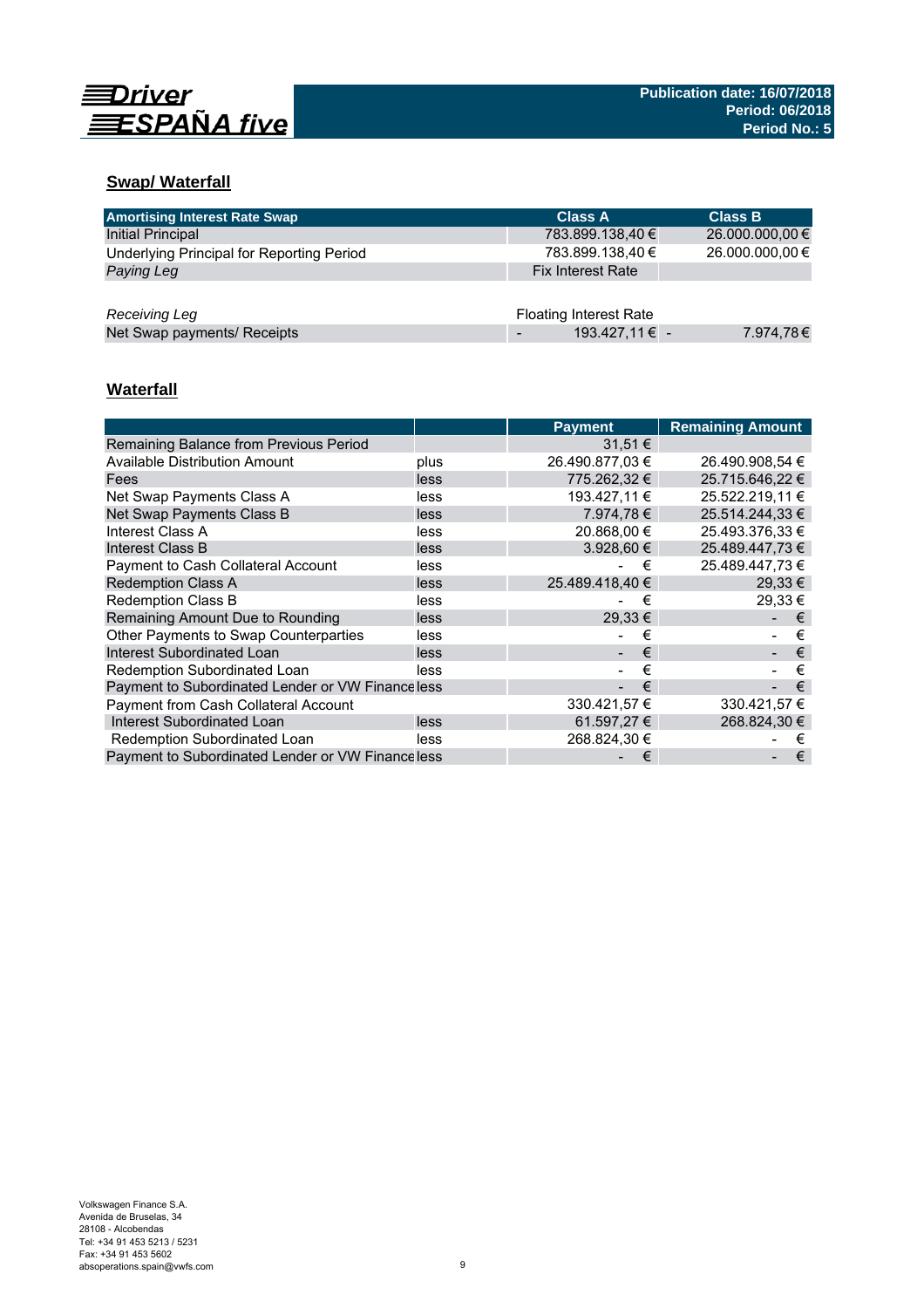## Swap/ Waterfall

| Amortising Interest Rate Swap | Class A | Class B |
|---|---|---|
| Initial Principal | 783.899.138,40 € | 26.000.000,00 € |
| Underlying Principal for Reporting Period | 783.899.138,40 € | 26.000.000,00 € |
| *Paying Leg* | Fix Interest Rate | |
| | | |
| *Receiving Leg* | Floating Interest Rate | |
| Net Swap payments/ Receipts | - 193.427,11 € | - 7.974,78 € |

## Waterfall

| | | Payment | Remaining Amount |
|---|---|---|---|
| Remaining Balance from Previous Period | | 31,51 € | |
| Available Distribution Amount | plus | 26.490.877,03 € | 26.490.908,54 € |
| Fees | less | 775.262,32 € | 25.715.646,22 € |
| Net Swap Payments Class A | less | 193.427,11 € | 25.522.219,11 € |
| Net Swap Payments Class B | less | 7.974,78 € | 25.514.244,33 € |
| Interest Class A | less | 20.868,00 € | 25.493.376,33 € |
| Interest Class B | less | 3.928,60 € | 25.489.447,73 € |
| Payment to Cash Collateral Account | less | - € | 25.489.447,73 € |
| Redemption Class A | less | 25.489.418,40 € | 29,33 € |
| Redemption Class B | less | - € | 29,33 € |
| Remaining Amount Due to Rounding | less | 29,33 € | - € |
| Other Payments to Swap Counterparties | less | - € | - € |
| Interest Subordinated Loan | less | - € | - € |
| Redemption Subordinated Loan | less | - € | - € |
| Payment to Subordinated Lender or VW Finance | less | - € | - € |
| Payment from Cash Collateral Account | | 330.421,57 € | 330.421,57 € |
| Interest Subordinated Loan | less | 61.597,27 € | 268.824,30 € |
| Redemption Subordinated Loan | less | 268.824,30 € | - € |
| Payment to Subordinated Lender or VW Finance | less | - € | - € |

Volkswagen Finance S.A.
Avenida de Bruselas, 34
28108 - Alcobendas
Tel: +34 91 453 5213 / 5231
Fax: +34 91 453 5602
absoperations.spain@vwfs.com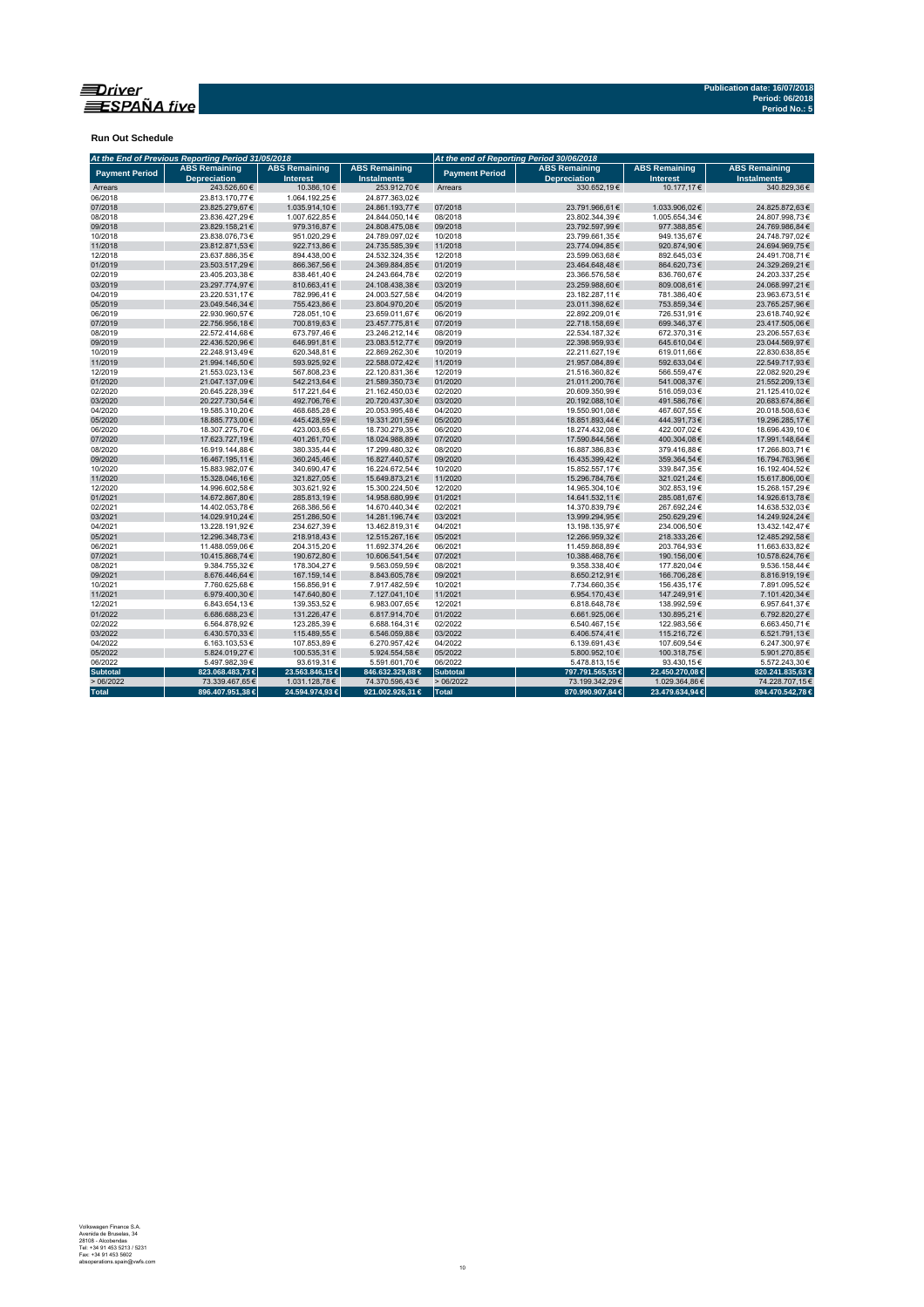**Run Out Schedule**

| At the End of Previous Reporting Period 31/05/2018 | | | | At the end of Reporting Period 30/06/2018 | | | |
|---|---|---|---|---|---|---|---|
| Payment Period | ABS Remaining Depreciation | ABS Remaining Interest | ABS Remaining Instalments | Payment Period | ABS Remaining Depreciation | ABS Remaining Interest | ABS Remaining Instalments |
| Arrears | 243.526,60 € | 10.386,10 € | 253.912,70 € | Arrears | 330.652,19 € | 10.177,17 € | 340.829,36 € |
| 06/2018 | 23.813.170,77 € | 1.064.192,25 € | 24.877.363,02 € | | | | |
| 07/2018 | 23.825.279,67 € | 1.035.914,10 € | 24.861.193,77 € | 07/2018 | 23.791.966,61 € | 1.033.906,02 € | 24.825.872,63 € |
| 08/2018 | 23.836.427,29 € | 1.007.622,85 € | 24.844.050,14 € | 08/2018 | 23.802.344,39 € | 1.005.654,34 € | 24.807.998,73 € |
| 09/2018 | 23.829.158,21 € | 979.316,87 € | 24.808.475,08 € | 09/2018 | 23.792.597,99 € | 977.388,85 € | 24.769.986,84 € |
| 10/2018 | 23.838.076,73 € | 951.020,29 € | 24.789.097,02 € | 10/2018 | 23.799.661,35 € | 949.135,67 € | 24.748.797,02 € |
| 11/2018 | 23.812.871,53 € | 922.713,86 € | 24.735.585,39 € | 11/2018 | 23.774.094,85 € | 920.874,90 € | 24.694.969,75 € |
| 12/2018 | 23.637.886,35 € | 894.438,00 € | 24.532.324,35 € | 12/2018 | 23.599.063,68 € | 892.645,03 € | 24.491.708,71 € |
| 01/2019 | 23.503.517,29 € | 866.367,56 € | 24.369.884,85 € | 01/2019 | 23.464.648,48 € | 864.620,73 € | 24.329.269,21 € |
| 02/2019 | 23.405.203,38 € | 838.461,40 € | 24.243.664,78 € | 02/2019 | 23.366.576,58 € | 836.760,67 € | 24.203.337,25 € |
| 03/2019 | 23.297.774,97 € | 810.663,41 € | 24.108.438,38 € | 03/2019 | 23.259.988,60 € | 809.008,61 € | 24.068.997,21 € |
| 04/2019 | 23.220.531,17 € | 782.996,41 € | 24.003.527,58 € | 04/2019 | 23.182.287,11 € | 781.386,40 € | 23.963.673,51 € |
| 05/2019 | 23.049.546,34 € | 755.423,86 € | 23.804.970,20 € | 05/2019 | 23.011.398,62 € | 753.859,34 € | 23.765.257,96 € |
| 06/2019 | 22.930.960,57 € | 728.051,10 € | 23.659.011,67 € | 06/2019 | 22.892.209,01 € | 726.531,91 € | 23.618.740,92 € |
| 07/2019 | 22.756.956,18 € | 700.819,63 € | 23.457.775,81 € | 07/2019 | 22.718.158,69 € | 699.346,37 € | 23.417.505,06 € |
| 08/2019 | 22.572.414,68 € | 673.797,46 € | 23.246.212,14 € | 08/2019 | 22.534.187,32 € | 672.370,31 € | 23.206.557,63 € |
| 09/2019 | 22.436.520,96 € | 646.991,81 € | 23.083.512,77 € | 09/2019 | 22.398.959,93 € | 645.610,04 € | 23.044.569,97 € |
| 10/2019 | 22.248.913,49 € | 620.348,81 € | 22.869.262,30 € | 10/2019 | 22.211.627,19 € | 619.011,66 € | 22.830.638,85 € |
| 11/2019 | 21.994.146,50 € | 593.925,92 € | 22.588.072,42 € | 11/2019 | 21.957.084,89 € | 592.633,04 € | 22.549.717,93 € |
| 12/2019 | 21.553.023,13 € | 567.808,23 € | 22.120.831,36 € | 12/2019 | 21.516.360,82 € | 566.559,47 € | 22.082.920,29 € |
| 01/2020 | 21.047.137,09 € | 542.213,64 € | 21.589.350,73 € | 01/2020 | 21.011.200,76 € | 541.008,37 € | 21.552.209,13 € |
| 02/2020 | 20.645.228,39 € | 517.221,64 € | 21.162.450,03 € | 02/2020 | 20.609.350,99 € | 516.059,03 € | 21.125.410,02 € |
| 03/2020 | 20.227.730,54 € | 492.706,76 € | 20.720.437,30 € | 03/2020 | 20.192.088,10 € | 491.586,76 € | 20.683.674,86 € |
| 04/2020 | 19.585.310,20 € | 468.685,28 € | 20.053.995,48 € | 04/2020 | 19.550.901,08 € | 467.607,55 € | 20.018.508,63 € |
| 05/2020 | 18.885.773,00 € | 445.428,59 € | 19.331.201,59 € | 05/2020 | 18.851.893,44 € | 444.391,73 € | 19.296.285,17 € |
| 06/2020 | 18.307.275,70 € | 423.003,65 € | 18.730.279,35 € | 06/2020 | 18.274.432,08 € | 422.007,02 € | 18.696.439,10 € |
| 07/2020 | 17.623.727,19 € | 401.261,70 € | 18.024.988,89 € | 07/2020 | 17.590.844,56 € | 400.304,08 € | 17.991.148,64 € |
| 08/2020 | 16.919.144,88 € | 380.335,44 € | 17.299.480,32 € | 08/2020 | 16.887.386,83 € | 379.416,88 € | 17.266.803,71 € |
| 09/2020 | 16.467.195,11 € | 360.245,46 € | 16.827.440,57 € | 09/2020 | 16.435.399,42 € | 359.364,54 € | 16.794.763,96 € |
| 10/2020 | 15.883.982,07 € | 340.690,47 € | 16.224.672,54 € | 10/2020 | 15.852.557,17 € | 339.847,35 € | 16.192.404,52 € |
| 11/2020 | 15.328.046,16 € | 321.827,05 € | 15.649.873,21 € | 11/2020 | 15.296.784,76 € | 321.021,24 € | 15.617.806,00 € |
| 12/2020 | 14.996.602,58 € | 303.621,92 € | 15.300.224,50 € | 12/2020 | 14.965.304,10 € | 302.853,19 € | 15.268.157,29 € |
| 01/2021 | 14.672.867,80 € | 285.813,19 € | 14.958.680,99 € | 01/2021 | 14.641.532,11 € | 285.081,67 € | 14.926.613,78 € |
| 02/2021 | 14.402.053,78 € | 268.386,56 € | 14.670.440,34 € | 02/2021 | 14.370.839,79 € | 267.692,24 € | 14.638.532,03 € |
| 03/2021 | 14.029.910,24 € | 251.286,50 € | 14.281.196,74 € | 03/2021 | 13.999.294,95 € | 250.629,29 € | 14.249.924,24 € |
| 04/2021 | 13.228.191,92 € | 234.627,39 € | 13.462.819,31 € | 04/2021 | 13.198.135,97 € | 234.006,50 € | 13.432.142,47 € |
| 05/2021 | 12.296.348,73 € | 218.918,43 € | 12.515.267,16 € | 05/2021 | 12.266.959,32 € | 218.333,26 € | 12.485.292,58 € |
| 06/2021 | 11.488.059,06 € | 204.315,20 € | 11.692.374,26 € | 06/2021 | 11.459.868,89 € | 203.764,93 € | 11.663.633,82 € |
| 07/2021 | 10.415.868,74 € | 190.672,80 € | 10.606.541,54 € | 07/2021 | 10.388.468,76 € | 190.156,00 € | 10.578.624,76 € |
| 08/2021 | 9.384.755,32 € | 178.304,27 € | 9.563.059,59 € | 08/2021 | 9.358.338,40 € | 177.820,04 € | 9.536.158,44 € |
| 09/2021 | 8.676.446,64 € | 167.159,14 € | 8.843.605,78 € | 09/2021 | 8.650.212,91 € | 166.706,28 € | 8.816.919,19 € |
| 10/2021 | 7.760.625,68 € | 156.856,91 € | 7.917.482,59 € | 10/2021 | 7.734.660,35 € | 156.435,17 € | 7.891.095,52 € |
| 11/2021 | 6.979.400,30 € | 147.640,80 € | 7.127.041,10 € | 11/2021 | 6.954.170,43 € | 147.249,91 € | 7.101.420,34 € |
| 12/2021 | 6.843.654,13 € | 139.353,52 € | 6.983.007,65 € | 12/2021 | 6.818.648,78 € | 138.992,59 € | 6.957.641,37 € |
| 01/2022 | 6.686.688,23 € | 131.226,47 € | 6.817.914,70 € | 01/2022 | 6.661.925,06 € | 130.895,21 € | 6.792.820,27 € |
| 02/2022 | 6.564.878,92 € | 123.285,39 € | 6.688.164,31 € | 02/2022 | 6.540.467,15 € | 122.983,56 € | 6.663.450,71 € |
| 03/2022 | 6.430.570,33 € | 115.489,55 € | 6.546.059,88 € | 03/2022 | 6.406.574,41 € | 115.216,72 € | 6.521.791,13 € |
| 04/2022 | 6.163.103,53 € | 107.853,89 € | 6.270.957,42 € | 04/2022 | 6.139.691,43 € | 107.609,54 € | 6.247.300,97 € |
| 05/2022 | 5.824.019,27 € | 100.535,31 € | 5.924.554,58 € | 05/2022 | 5.800.952,10 € | 100.318,75 € | 5.901.270,85 € |
| 06/2022 | 5.497.982,39 € | 93.619,31 € | 5.591.601,70 € | 06/2022 | 5.478.813,15 € | 93.430,15 € | 5.572.243,30 € |
| **Subtotal** | **823.068.483,73 €** | **23.563.846,15 €** | **846.632.329,88 €** | **Subtotal** | **797.791.565,55 €** | **22.450.270,08 €** | **820.241.835,63 €** |
| > 06/2022 | 73.339.467,65 € | 1.031.128,78 € | 74.370.596,43 € | > 06/2022 | 73.199.342,29 € | 1.029.364,86 € | 74.228.707,15 € |
| **Total** | **896.407.951,38 €** | **24.594.974,93 €** | **921.002.926,31 €** | **Total** | **870.990.907,84 €** | **23.479.634,94 €** | **894.470.542,78 €** |

Volkswagen Finance S.A.
Avenida de Bruselas, 34
28108 - Alcobendas
Tel: +34 91 453 5213 / 5231
Fax: +34 91 453 5802
absoperations.spain@vwfs.com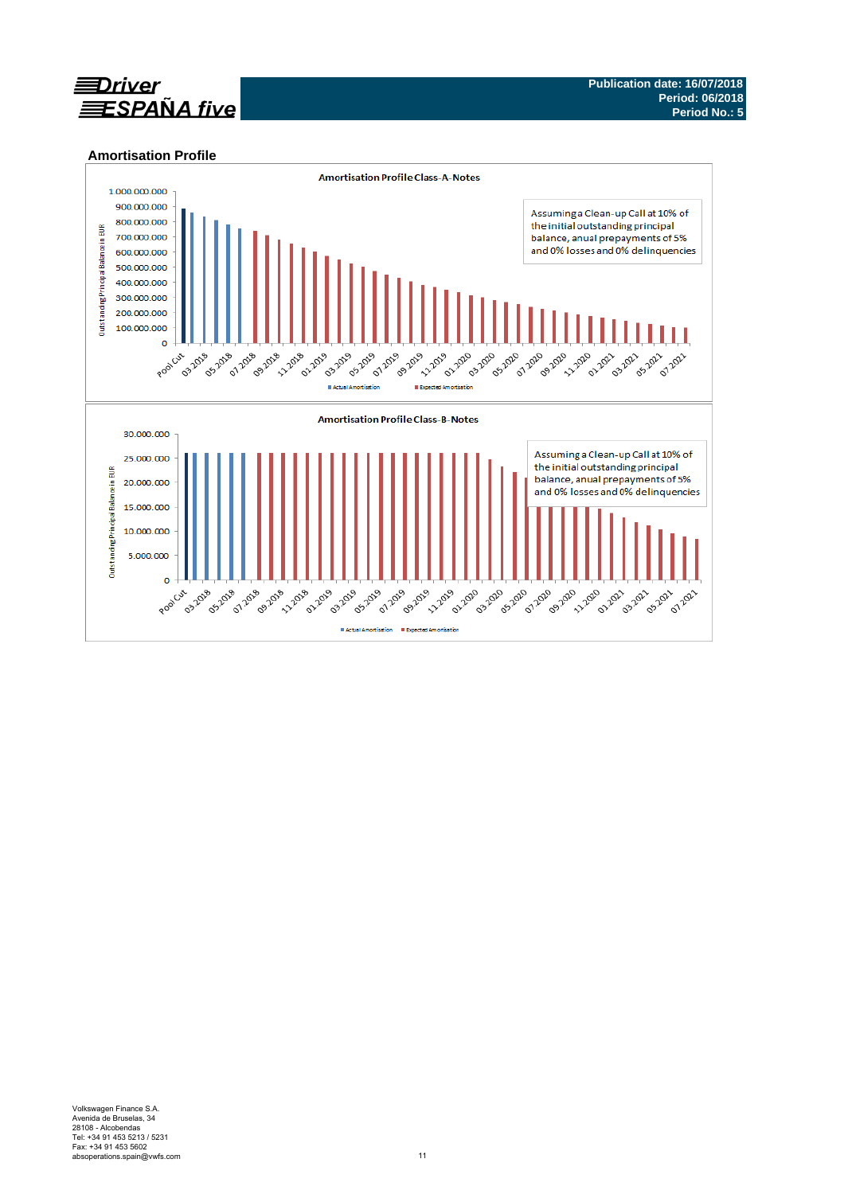## Amortisation Profile

**Amortisation Profile Class-A-Notes**

Assuming a Clean-up Call at 10% of the initial outstanding principal balance, anual prepayments of 5% and 0% losses and 0% delinquencies

Outstanding Principal Balance in EUR

1.000.000.000
900.000.000
800.000.000
700.000.000
600.000.000
500.000.000
400.000.000
300.000.000
200.000.000
100.000.000
0

Pool Cut, 03.2018, 05.2018, 07.2018, 09.2018, 11.2018, 01.2019, 03.2019, 05.2019, 07.2019, 09.2019, 11.2019, 01.2020, 03.2020, 05.2020, 07.2020, 09.2020, 11.2020, 01.2021, 03.2021, 05.2021, 07.2021

Actual Amortisation    Expected Amortisation

**Amortisation Profile Class-B-Notes**

Assuming a Clean-up Call at 10% of the initial outstanding principal balance, anual prepayments of 5% and 0% losses and 0% delinquencies

Outstanding Principal Balance in EUR

30.000.000
25.000.000
20.000.000
15.000.000
10.000.000
5.000.000
0

Pool Cut, 03.2018, 05.2018, 07.2018, 09.2018, 11.2018, 01.2019, 03.2019, 05.2019, 07.2019, 09.2019, 11.2019, 01.2020, 03.2020, 05.2020, 07.2020, 09.2020, 11.2020, 01.2021, 03.2021, 05.2021, 07.2021

Actual Amortisation    Expected Amortisation

Volkswagen Finance S.A.
Avenida de Bruselas, 34
28108 - Alcobendas
Tel: +34 91 453 5213 / 5231
Fax: +34 91 453 5602
absoperations.spain@vwfs.com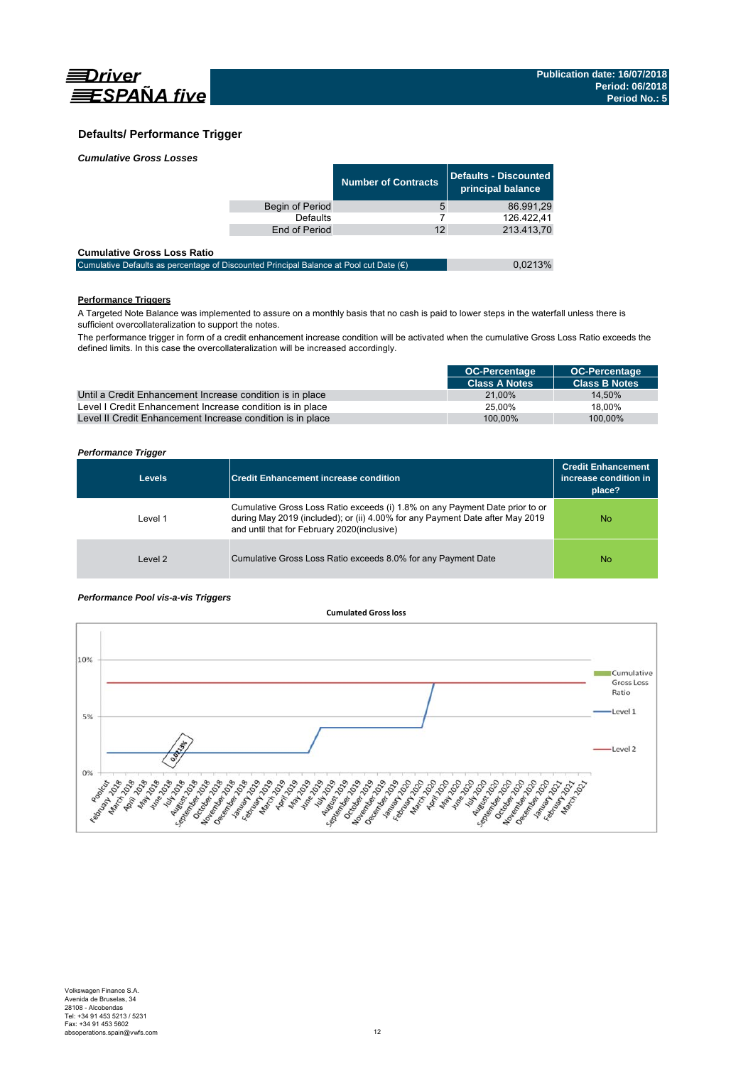## Defaults/ Performance Trigger

### *Cumulative Gross Losses*

| | Number of Contracts | Defaults - Discounted principal balance |
|---|---|---|
| Begin of Period | 5 | 86.991,29 |
| Defaults | 7 | 126.422,41 |
| End of Period | 12 | 213.413,70 |

**Cumulative Gross Loss Ratio**

| | |
|---|---|
| Cumulative Defaults as percentage of Discounted Principal Balance at Pool cut Date (€) | 0,0213% |

**Performance Triggers**

A Targeted Note Balance was implemented to assure on a monthly basis that no cash is paid to lower steps in the waterfall unless there is sufficient overcollateralization to support the notes.

The performance trigger in form of a credit enhancement increase condition will be activated when the cumulative Gross Loss Ratio exceeds the defined limits. In this case the overcollateralization will be increased accordingly.

| | OC-Percentage Class A Notes | OC-Percentage Class B Notes |
|---|---|---|
| Until a Credit Enhancement Increase condition is in place | 21,00% | 14,50% |
| Level I Credit Enhancement Increase condition is in place | 25,00% | 18,00% |
| Level II Credit Enhancement Increase condition is in place | 100,00% | 100,00% |

### *Performance Trigger*

| Levels | Credit Enhancement increase condition | Credit Enhancement increase condition in place? |
|---|---|---|
| Level 1 | Cumulative Gross Loss Ratio exceeds (i) 1.8% on any Payment Date prior to or during May 2019 (included); or (ii) 4.00% for any Payment Date after May 2019 and until that for February 2020(inclusive) | No |
| Level 2 | Cumulative Gross Loss Ratio exceeds 8.0% for any Payment Date | No |

### *Performance Pool vis-a-vis Triggers*

**Cumulated Gross loss**

10%, 5%, 0%

0,0213%

Cumulative Gross Loss Ratio, Level 1, Level 2

Poolcut, February 2018, March 2018, April 2018, May 2018, June 2018, July 2018, August 2018, September 2018, October 2018, November 2018, December 2018, January 2019, February 2019, March 2019, April 2019, May 2019, June 2019, July 2019, August 2019, September 2019, October 2019, November 2019, December 2019, January 2020, February 2020, March 2020, April 2020, May 2020, June 2020, July 2020, August 2020, September 2020, October 2020, November 2020, December 2020, January 2021, February 2021, March 2021

Volkswagen Finance S.A.
Avenida de Bruselas, 34
28108 - Alcobendas
Tel: +34 91 453 5213 / 5231
Fax: +34 91 453 5602
absoperations.spain@vwfs.com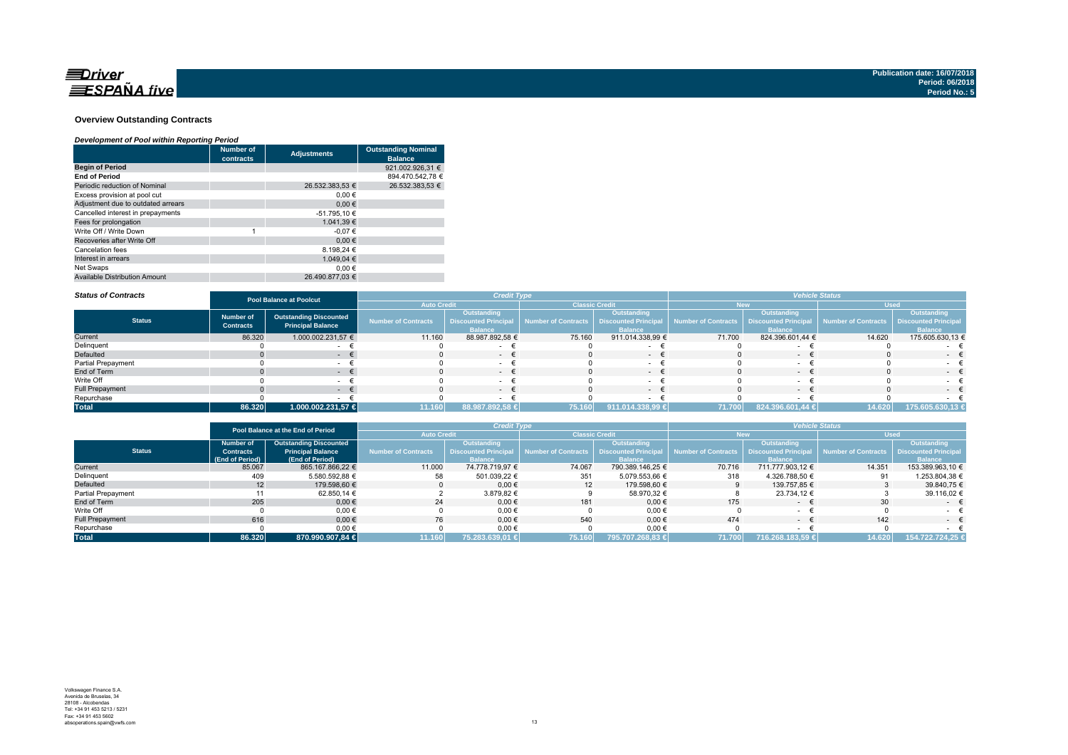Driver ESPAÑA five

Publication date: 16/07/2018
Period: 06/2018
Period No.: 5

## Overview Outstanding Contracts

*Development of Pool within Reporting Period*

| | Number of contracts | Adjustments | Outstanding Nominal Balance |
|---|---|---|---|
| **Begin of Period** | | | 921.002.926,31 € |
| **End of Period** | | | 894.470.542,78 € |
| Periodic reduction of Nominal | | 26.532.383,53 € | 26.532.383,53 € |
| Excess provision at pool cut | | 0,00 € | |
| Adjustment due to outdated arrears | | 0,00 € | |
| Cancelled interest in prepayments | | -51.795,10 € | |
| Fees for prolongation | | 1.041,39 € | |
| Write Off / Write Down | 1 | -0,07 € | |
| Recoveries after Write Off | | 0,00 € | |
| Cancelation fees | | 8.198,24 € | |
| Interest in arrears | | 1.049,04 € | |
| Net Swaps | | 0,00 € | |
| Available Distribution Amount | | 26.490.877,03 € | |

*Status of Contracts*

| | Pool Balance at Poolcut | | Credit Type | | | | Vehicle Status | | | |
|---|---|---|---|---|---|---|---|---|---|---|
| | | | Auto Credit | | Classic Credit | | New | | Used | |
| **Status** | Number of Contracts | Outstanding Discounted Principal Balance | Number of Contracts | Outstanding Discounted Principal Balance | Number of Contracts | Outstanding Discounted Principal Balance | Number of Contracts | Outstanding Discounted Principal Balance | Number of Contracts | Outstanding Discounted Principal Balance |
| Current | 86.320 | 1.000.002.231,57 € | 11.160 | 88.987.892,58 € | 75.160 | 911.014.338,99 € | 71.700 | 824.396.601,44 € | 14.620 | 175.605.630,13 € |
| Delinquent | 0 | - € | 0 | - € | 0 | - € | 0 | - € | 0 | - € |
| Defaulted | 0 | - € | 0 | - € | 0 | - € | 0 | - € | 0 | - € |
| Partial Prepayment | 0 | - € | 0 | - € | 0 | - € | 0 | - € | 0 | - € |
| End of Term | 0 | - € | 0 | - € | 0 | - € | 0 | - € | 0 | - € |
| Write Off | 0 | - € | 0 | - € | 0 | - € | 0 | - € | 0 | - € |
| Full Prepayment | 0 | - € | 0 | - € | 0 | - € | 0 | - € | 0 | - € |
| Repurchase | 0 | - € | 0 | - € | 0 | - € | 0 | - € | 0 | - € |
| **Total** | **86.320** | **1.000.002.231,57 €** | **11.160** | **88.987.892,58 €** | **75.160** | **911.014.338,99 €** | **71.700** | **824.396.601,44 €** | **14.620** | **175.605.630,13 €** |

| | Pool Balance at the End of Period | | Credit Type | | | | Vehicle Status | | | |
|---|---|---|---|---|---|---|---|---|---|---|
| | | | Auto Credit | | Classic Credit | | New | | Used | |
| **Status** | Number of Contracts (End of Period) | Outstanding Discounted Principal Balance (End of Period) | Number of Contracts | Outstanding Discounted Principal Balance | Number of Contracts | Outstanding Discounted Principal Balance | Number of Contracts | Outstanding Discounted Principal Balance | Number of Contracts | Outstanding Discounted Principal Balance |
| Current | 85.067 | 865.167.866,22 € | 11.000 | 74.778.719,97 € | 74.067 | 790.389.146,25 € | 70.716 | 711.777.903,12 € | 14.351 | 153.389.963,10 € |
| Delinquent | 409 | 5.580.592,88 € | 58 | 501.039,22 € | 351 | 5.079.553,66 € | 318 | 4.326.788,50 € | 91 | 1.253.804,38 € |
| Defaulted | 12 | 179.598,60 € | 0 | 0,00 € | 12 | 179.598,60 € | 9 | 139.757,85 € | 3 | 39.840,75 € |
| Partial Prepayment | 11 | 62.850,14 € | 2 | 3.879,82 € | 9 | 58.970,32 € | 8 | 23.734,12 € | 3 | 39.116,02 € |
| End of Term | 205 | 0,00 € | 24 | 0,00 € | 181 | 0,00 € | 175 | - € | 30 | - € |
| Write Off | 0 | 0,00 € | 0 | 0,00 € | 0 | 0,00 € | 0 | - € | 0 | - € |
| Full Prepayment | 616 | 0,00 € | 76 | 0,00 € | 540 | 0,00 € | 474 | - € | 142 | - € |
| Repurchase | 0 | 0,00 € | 0 | 0,00 € | 0 | 0,00 € | 0 | - € | 0 | - € |
| **Total** | **86.320** | **870.990.907,84 €** | **11.160** | **75.283.639,01 €** | **75.160** | **795.707.268,83 €** | **71.700** | **716.268.183,59 €** | **14.620** | **154.722.724,25 €** |

Volkswagen Finance S.A.
Avenida de Bruselas, 34
28108 - Alcobendas
Tel: +34 91 453 5213 / 5231
Fax: +34 91 453 5602
absoperations.spain@vwfs.com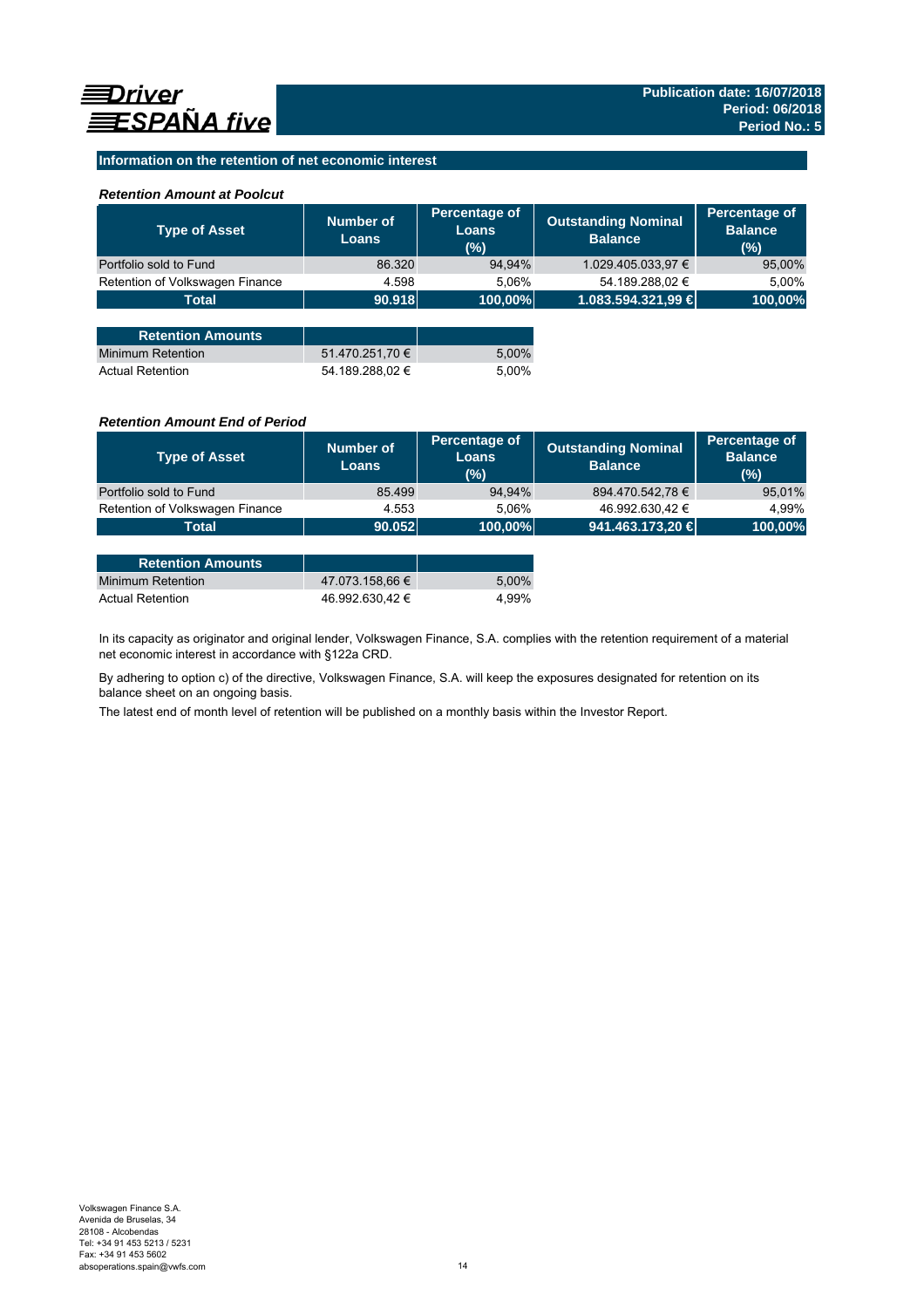## Information on the retention of net economic interest

### *Retention Amount at Poolcut*

| Type of Asset | Number of Loans | Percentage of Loans (%) | Outstanding Nominal Balance | Percentage of Balance (%) |
|---|---|---|---|---|
| Portfolio sold to Fund | 86.320 | 94,94% | 1.029.405.033,97 € | 95,00% |
| Retention of Volkswagen Finance | 4.598 | 5,06% | 54.189.288,02 € | 5,00% |
| **Total** | **90.918** | **100,00%** | **1.083.594.321,99 €** | **100,00%** |

| Retention Amounts | | |
|---|---|---|
| Minimum Retention | 51.470.251,70 € | 5,00% |
| Actual Retention | 54.189.288,02 € | 5,00% |

### *Retention Amount End of Period*

| Type of Asset | Number of Loans | Percentage of Loans (%) | Outstanding Nominal Balance | Percentage of Balance (%) |
|---|---|---|---|---|
| Portfolio sold to Fund | 85.499 | 94,94% | 894.470.542,78 € | 95,01% |
| Retention of Volkswagen Finance | 4.553 | 5,06% | 46.992.630,42 € | 4,99% |
| **Total** | **90.052** | **100,00%** | **941.463.173,20 €** | **100,00%** |

| Retention Amounts | | |
|---|---|---|
| Minimum Retention | 47.073.158,66 € | 5,00% |
| Actual Retention | 46.992.630,42 € | 4,99% |

In its capacity as originator and original lender, Volkswagen Finance, S.A. complies with the retention requirement of a material net economic interest in accordance with §122a CRD.

By adhering to option c) of the directive, Volkswagen Finance, S.A. will keep the exposures designated for retention on its balance sheet on an ongoing basis.

The latest end of month level of retention will be published on a monthly basis within the Investor Report.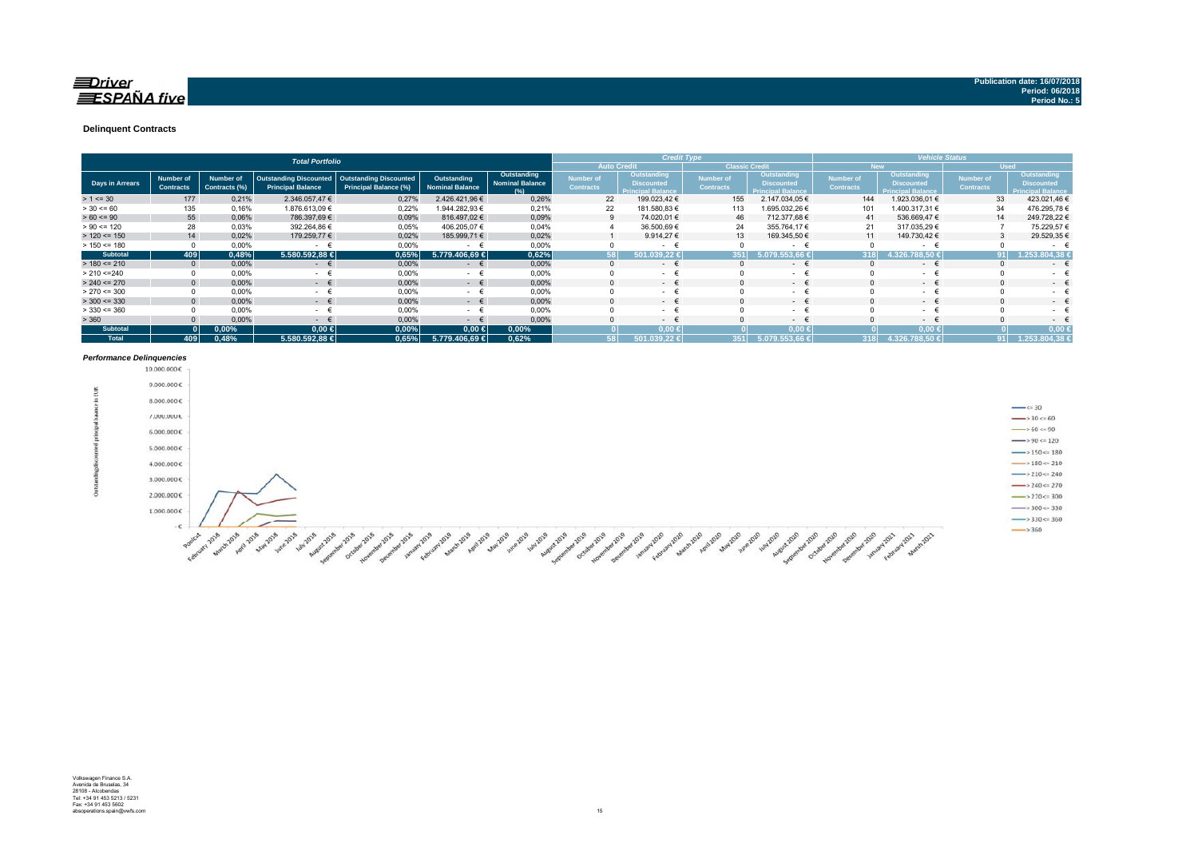**Driver ESPAÑA five**

**Publication date: 16/07/2018**
**Period: 06/2018**
**Period No.: 5**

### Delinquent Contracts

| Total Portfolio | | | | | | | Credit Type | | | | Vehicle Status | | | |
|---|---|---|---|---|---|---|---|---|---|---|---|---|---|---|
| | | | | | | | Auto Credit | | Classic Credit | | New | | Used | |
| Days in Arrears | Number of Contracts | Number of Contracts (%) | Outstanding Discounted Principal Balance | Outstanding Discounted Principal Balance (%) | Outstanding Nominal Balance | Outstanding Nominal Balance (%) | Number of Contracts | Outstanding Discounted Principal Balance | Number of Contracts | Outstanding Discounted Principal Balance | Number of Contracts | Outstanding Discounted Principal Balance | Number of Contracts | Outstanding Discounted Principal Balance |
| > 1 <= 30 | 177 | 0,21% | 2.346.057,47 € | 0,27% | 2.426.421,96 € | 0,26% | 22 | 199.023,42 € | 155 | 2.147.034,05 € | 144 | 1.923.036,01 € | 33 | 423.021,46 € |
| > 30 <= 60 | 135 | 0,16% | 1.876.613,09 € | 0,22% | 1.944.282,93 € | 0,21% | 22 | 181.580,83 € | 113 | 1.695.032,26 € | 101 | 1.400.317,31 € | 34 | 476.295,78 € |
| > 60 <= 90 | 55 | 0,06% | 786.397,69 € | 0,09% | 816.497,02 € | 0,09% | 9 | 74.020,01 € | 46 | 712.377,68 € | 41 | 536.669,47 € | 14 | 249.728,22 € |
| > 90 <= 120 | 28 | 0,03% | 392.264,86 € | 0,05% | 406.205,07 € | 0,04% | 4 | 36.500,69 € | 24 | 355.764,17 € | 21 | 317.035,29 € | 7 | 75.229,57 € |
| > 120 <= 150 | 14 | 0,02% | 179.259,77 € | 0,02% | 185.999,71 € | 0,02% | 1 | 9.914,27 € | 13 | 169.345,50 € | 11 | 149.730,42 € | 3 | 29.529,35 € |
| > 150 <= 180 | 0 | 0,00% | - € | 0,00% | - € | 0,00% | 0 | - € | 0 | - € | 0 | - € | 0 | - € |
| **Subtotal** | **409** | **0,48%** | **5.580.592,88 €** | **0,65%** | **5.779.406,69 €** | **0,62%** | **58** | **501.039,22 €** | **351** | **5.079.553,66 €** | **318** | **4.326.788,50 €** | **91** | **1.253.804,38 €** |
| > 180 <= 210 | 0 | 0,00% | - € | 0,00% | - € | 0,00% | 0 | - € | 0 | - € | 0 | - € | 0 | - € |
| > 210 <=240 | 0 | 0,00% | - € | 0,00% | - € | 0,00% | 0 | - € | 0 | - € | 0 | - € | 0 | - € |
| > 240 <= 270 | 0 | 0,00% | - € | 0,00% | - € | 0,00% | 0 | - € | 0 | - € | 0 | - € | 0 | - € |
| > 270 <= 300 | 0 | 0,00% | - € | 0,00% | - € | 0,00% | 0 | - € | 0 | - € | 0 | - € | 0 | - € |
| > 300 <= 330 | 0 | 0,00% | - € | 0,00% | - € | 0,00% | 0 | - € | 0 | - € | 0 | - € | 0 | - € |
| > 330 <= 360 | 0 | 0,00% | - € | 0,00% | - € | 0,00% | 0 | - € | 0 | - € | 0 | - € | 0 | - € |
| > 360 | 0 | 0,00% | - € | 0,00% | - € | 0,00% | 0 | - € | 0 | - € | 0 | - € | 0 | - € |
| **Subtotal** | **0** | **0,00%** | **0,00 €** | **0,00%** | **0,00 €** | **0,00%** | **0** | **0,00 €** | **0** | **0,00 €** | **0** | **0,00 €** | **0** | **0,00 €** |
| **Total** | **409** | **0,48%** | **5.580.592,88 €** | **0,65%** | **5.779.406,69 €** | **0,62%** | **58** | **501.039,22 €** | **351** | **5.079.553,66 €** | **318** | **4.326.788,50 €** | **91** | **1.253.804,38 €** |

*Performance Delinquencies*

Volkswagen Finance S.A.
Avenida de Bruselas, 34
28108 - Alcobendas
Tel: +34 91 453 5213 / 5231
Fax: +34 91 453 5602
absoperations.spain@vwfs.com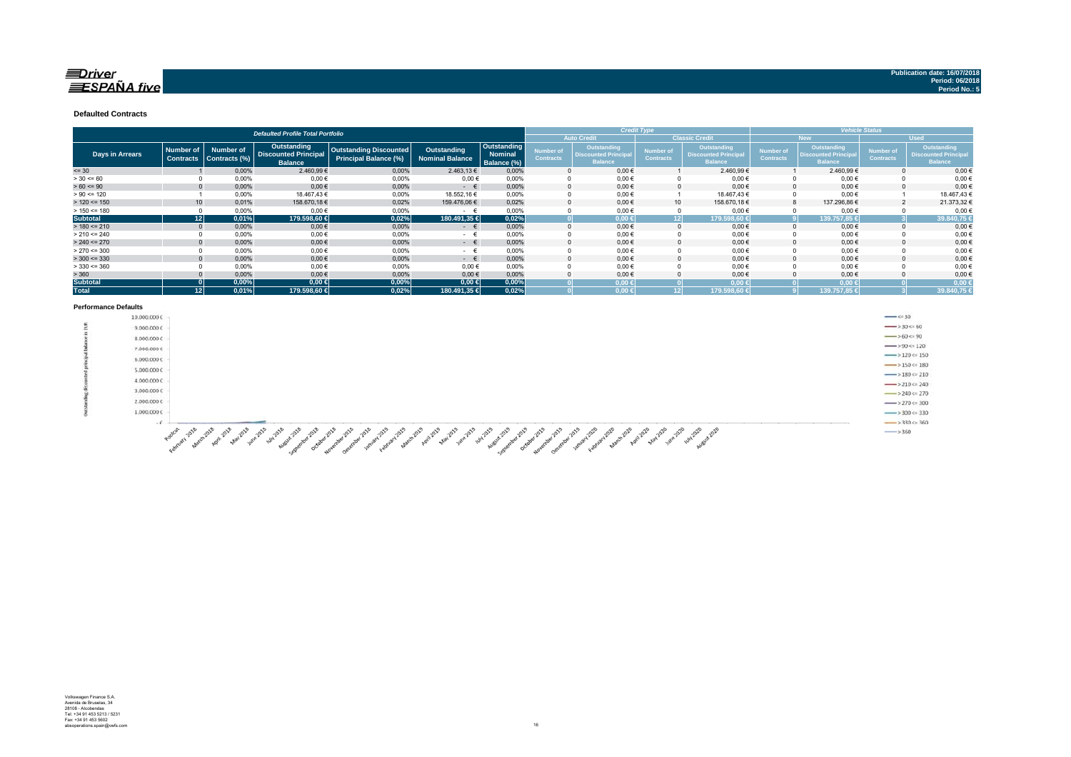Publication date: 16/07/2018
Period: 06/2018
Period No.: 5

## Defaulted Contracts

| Defaulted Profile Total Portfolio | | | | | | | Credit Type | | | | Vehicle Status | | | |
|---|---|---|---|---|---|---|---|---|---|---|---|---|---|---|
| | | | | | | | Auto Credit | | Classic Credit | | New | | Used | |
| Days in Arrears | Number of Contracts | Number of Contracts (%) | Outstanding Discounted Principal Balance | Outstanding Discounted Principal Balance (%) | Outstanding Nominal Balance | Outstanding Nominal Balance (%) | Number of Contracts | Outstanding Discounted Principal Balance | Number of Contracts | Outstanding Discounted Principal Balance | Number of Contracts | Outstanding Discounted Principal Balance | Number of Contracts | Outstanding Discounted Principal Balance |
| <= 30 | 1 | 0,00% | 2.460,99 € | 0,00% | 2.463,13 € | 0,00% | 0 | 0,00 € | 1 | 2.460,99 € | 1 | 2.460,99 € | 0 | 0,00 € |
| > 30 <= 60 | 0 | 0,00% | 0,00 € | 0,00% | 0,00 € | 0,00% | 0 | 0,00 € | 0 | 0,00 € | 0 | 0,00 € | 0 | 0,00 € |
| > 60 <= 90 | 0 | 0,00% | 0,00 € | 0,00% | - € | 0,00% | 0 | 0,00 € | 0 | 0,00 € | 0 | 0,00 € | 0 | 0,00 € |
| > 90 <= 120 | 1 | 0,00% | 18.467,43 € | 0,00% | 18.552,16 € | 0,00% | 0 | 0,00 € | 1 | 18.467,43 € | 0 | 0,00 € | 1 | 18.467,43 € |
| > 120 <= 150 | 10 | 0,01% | 158.670,18 € | 0,02% | 159.476,06 € | 0,02% | 0 | 0,00 € | 10 | 158.670,18 € | 8 | 137.296,86 € | 2 | 21.373,32 € |
| > 150 <= 180 | 0 | 0,00% | 0,00 € | 0,00% | - € | 0,00% | 0 | 0,00 € | 0 | 0,00 € | 0 | 0,00 € | 0 | 0,00 € |
| **Subtotal** | **12** | **0,01%** | **179.598,60 €** | **0,02%** | **180.491,35 €** | **0,02%** | **0** | **0,00 €** | **12** | **179.598,60 €** | **9** | **139.757,85 €** | **3** | **39.840,75 €** |
| > 180 <= 210 | 0 | 0,00% | 0,00 € | 0,00% | - € | 0,00% | 0 | 0,00 € | 0 | 0,00 € | 0 | 0,00 € | 0 | 0,00 € |
| > 210 <= 240 | 0 | 0,00% | 0,00 € | 0,00% | - € | 0,00% | 0 | 0,00 € | 0 | 0,00 € | 0 | 0,00 € | 0 | 0,00 € |
| > 240 <= 270 | 0 | 0,00% | 0,00 € | 0,00% | - € | 0,00% | 0 | 0,00 € | 0 | 0,00 € | 0 | 0,00 € | 0 | 0,00 € |
| > 270 <= 300 | 0 | 0,00% | 0,00 € | 0,00% | - € | 0,00% | 0 | 0,00 € | 0 | 0,00 € | 0 | 0,00 € | 0 | 0,00 € |
| > 300 <= 330 | 0 | 0,00% | 0,00 € | 0,00% | - € | 0,00% | 0 | 0,00 € | 0 | 0,00 € | 0 | 0,00 € | 0 | 0,00 € |
| > 330 <= 360 | 0 | 0,00% | 0,00 € | 0,00% | 0,00 € | 0,00% | 0 | 0,00 € | 0 | 0,00 € | 0 | 0,00 € | 0 | 0,00 € |
| > 360 | 0 | 0,00% | 0,00 € | 0,00% | 0,00 € | 0,00% | 0 | 0,00 € | 0 | 0,00 € | 0 | 0,00 € | 0 | 0,00 € |
| **Subtotal** | **0** | **0,00%** | **0,00 €** | **0,00%** | **0,00 €** | **0,00%** | **0** | **0,00 €** | **0** | **0,00 €** | **0** | **0,00 €** | **0** | **0,00 €** |
| **Total** | **12** | **0,01%** | **179.598,60 €** | **0,02%** | **180.491,35 €** | **0,02%** | **0** | **0,00 €** | **12** | **179.598,60 €** | **9** | **139.757,85 €** | **3** | **39.840,75 €** |

### Performance Defaults

Volkswagen Finance S.A.
Avenida de Bruselas, 34
28108 - Alcobendas
Tel: +34 91 453 5213 / 5231
Fax: +34 91 453 5602
absoperations.spain@vwfs.com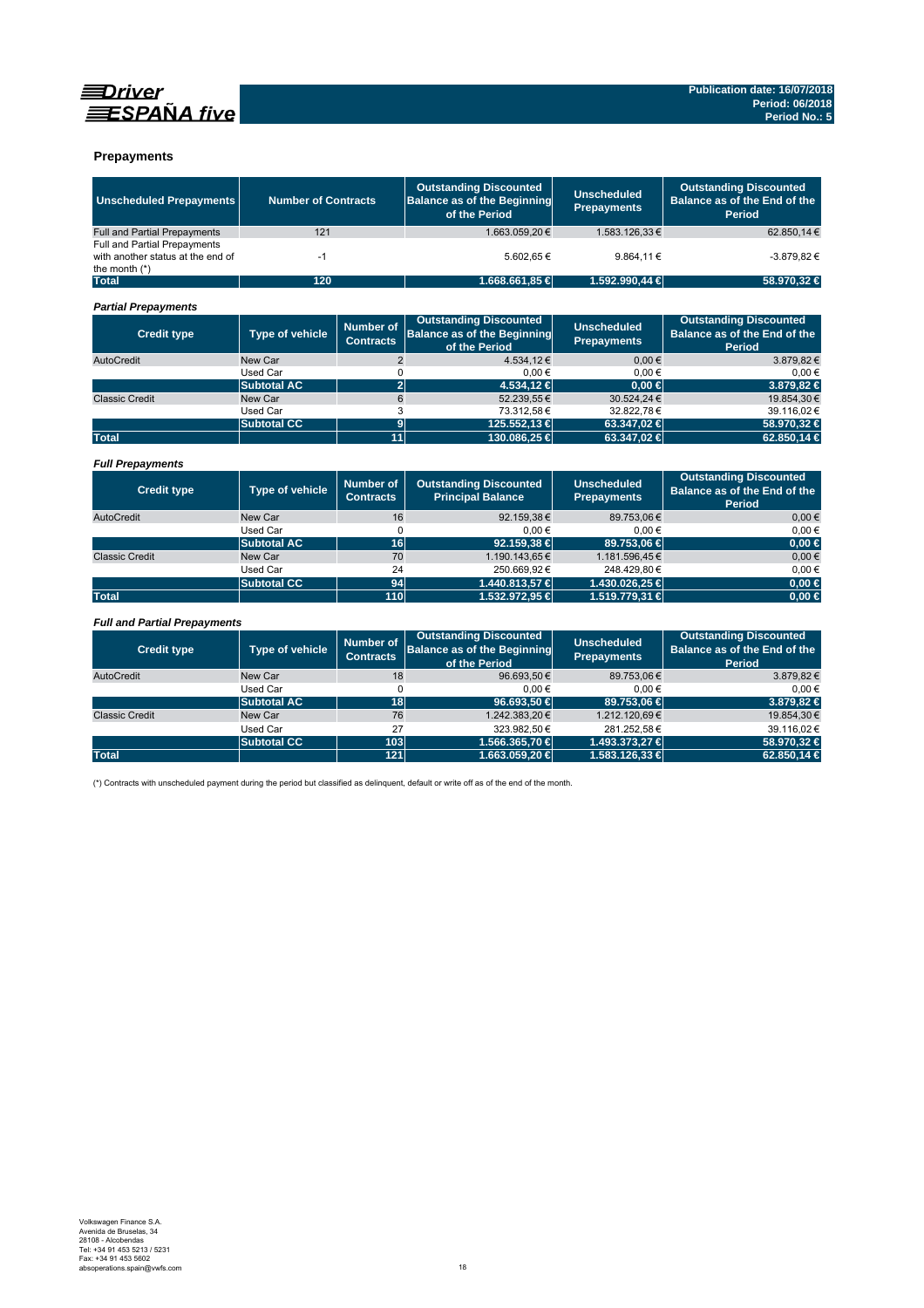Publication date: 16/07/2018
Period: 06/2018
Period No.: 5

## Prepayments

| Unscheduled Prepayments | Number of Contracts | Outstanding Discounted Balance as of the Beginning of the Period | Unscheduled Prepayments | Outstanding Discounted Balance as of the End of the Period |
|---|---|---|---|---|
| Full and Partial Prepayments | 121 | 1.663.059,20 € | 1.583.126,33 € | 62.850,14 € |
| Full and Partial Prepayments with another status at the end of the month (*) | -1 | 5.602,65 € | 9.864,11 € | -3.879,82 € |
| **Total** | **120** | **1.668.661,85 €** | **1.592.990,44 €** | **58.970,32 €** |

### *Partial Prepayments*

| Credit type | Type of vehicle | Number of Contracts | Outstanding Discounted Balance as of the Beginning of the Period | Unscheduled Prepayments | Outstanding Discounted Balance as of the End of the Period |
|---|---|---|---|---|---|
| AutoCredit | New Car | 2 | 4.534,12 € | 0,00 € | 3.879,82 € |
| | Used Car | 0 | 0,00 € | 0,00 € | 0,00 € |
| | **Subtotal AC** | **2** | **4.534,12 €** | **0,00 €** | **3.879,82 €** |
| Classic Credit | New Car | 6 | 52.239,55 € | 30.524,24 € | 19.854,30 € |
| | Used Car | 3 | 73.312,58 € | 32.822,78 € | 39.116,02 € |
| | **Subtotal CC** | **9** | **125.552,13 €** | **63.347,02 €** | **58.970,32 €** |
| **Total** | | **11** | **130.086,25 €** | **63.347,02 €** | **62.850,14 €** |

### *Full Prepayments*

| Credit type | Type of vehicle | Number of Contracts | Outstanding Discounted Principal Balance | Unscheduled Prepayments | Outstanding Discounted Balance as of the End of the Period |
|---|---|---|---|---|---|
| AutoCredit | New Car | 16 | 92.159,38 € | 89.753,06 € | 0,00 € |
| | Used Car | 0 | 0,00 € | 0,00 € | 0,00 € |
| | **Subtotal AC** | **16** | **92.159,38 €** | **89.753,06 €** | **0,00 €** |
| Classic Credit | New Car | 70 | 1.190.143,65 € | 1.181.596,45 € | 0,00 € |
| | Used Car | 24 | 250.669,92 € | 248.429,80 € | 0,00 € |
| | **Subtotal CC** | **94** | **1.440.813,57 €** | **1.430.026,25 €** | **0,00 €** |
| **Total** | | **110** | **1.532.972,95 €** | **1.519.779,31 €** | **0,00 €** |

### *Full and Partial Prepayments*

| Credit type | Type of vehicle | Number of Contracts | Outstanding Discounted Balance as of the Beginning of the Period | Unscheduled Prepayments | Outstanding Discounted Balance as of the End of the Period |
|---|---|---|---|---|---|
| AutoCredit | New Car | 18 | 96.693,50 € | 89.753,06 € | 3.879,82 € |
| | Used Car | 0 | 0,00 € | 0,00 € | 0,00 € |
| | **Subtotal AC** | **18** | **96.693,50 €** | **89.753,06 €** | **3.879,82 €** |
| Classic Credit | New Car | 76 | 1.242.383,20 € | 1.212.120,69 € | 19.854,30 € |
| | Used Car | 27 | 323.982,50 € | 281.252,58 € | 39.116,02 € |
| | **Subtotal CC** | **103** | **1.566.365,70 €** | **1.493.373,27 €** | **58.970,32 €** |
| **Total** | | **121** | **1.663.059,20 €** | **1.583.126,33 €** | **62.850,14 €** |

(*) Contracts with unscheduled payment during the period but classified as delinquent, default or write off as of the end of the month.

Volkswagen Finance S.A.
Avenida de Bruselas, 34
28108 - Alcobendas
Tel: +34 91 453 5213 / 5231
Fax: +34 91 453 5602
absoperations.spain@vwfs.com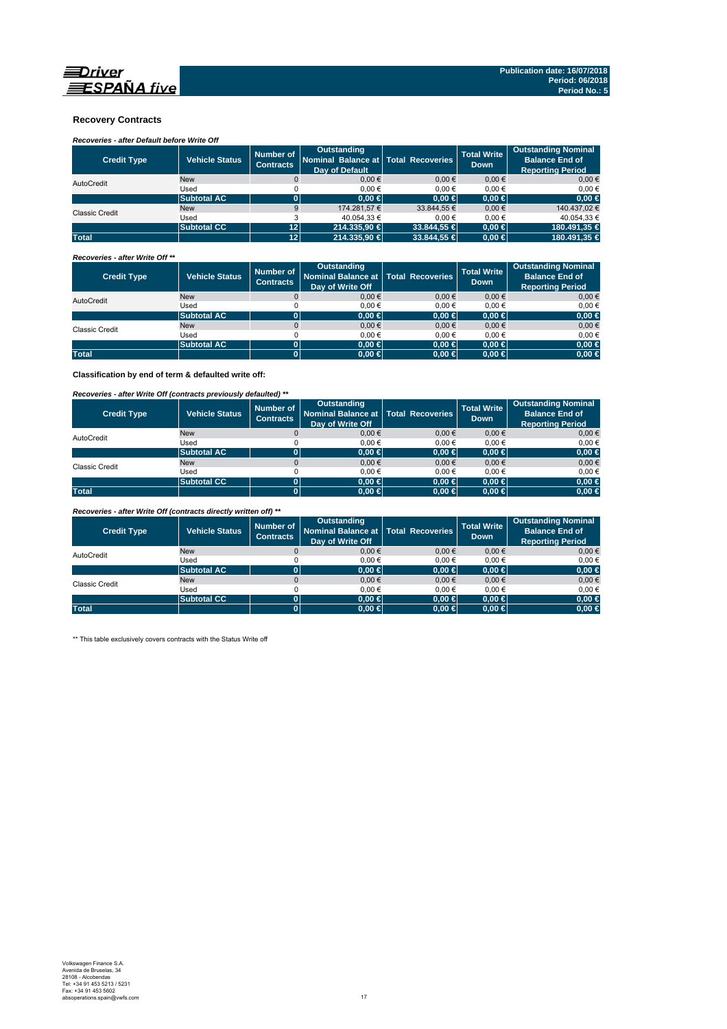## Recovery Contracts

*Recoveries - after Default before Write Off*

| Credit Type | Vehicle Status | Number of Contracts | Outstanding Nominal Balance at Day of Default | Total Recoveries | Total Write Down | Outstanding Nominal Balance End of Reporting Period |
|---|---|---|---|---|---|---|
| AutoCredit | New | 0 | 0,00 € | 0,00 € | 0,00 € | 0,00 € |
| | Used | 0 | 0,00 € | 0,00 € | 0,00 € | 0,00 € |
| | **Subtotal AC** | **0** | **0,00 €** | **0,00 €** | **0,00 €** | **0,00 €** |
| Classic Credit | New | 9 | 174.281,57 € | 33.844,55 € | 0,00 € | 140.437,02 € |
| | Used | 3 | 40.054,33 € | 0,00 € | 0,00 € | 40.054,33 € |
| | **Subtotal CC** | **12** | **214.335,90 €** | **33.844,55 €** | **0,00 €** | **180.491,35 €** |
| **Total** | | **12** | **214.335,90 €** | **33.844,55 €** | **0,00 €** | **180.491,35 €** |

*Recoveries - after Write Off \*\**

| Credit Type | Vehicle Status | Number of Contracts | Outstanding Nominal Balance at Day of Write Off | Total Recoveries | Total Write Down | Outstanding Nominal Balance End of Reporting Period |
|---|---|---|---|---|---|---|
| AutoCredit | New | 0 | 0,00 € | 0,00 € | 0,00 € | 0,00 € |
| | Used | 0 | 0,00 € | 0,00 € | 0,00 € | 0,00 € |
| | **Subtotal AC** | **0** | **0,00 €** | **0,00 €** | **0,00 €** | **0,00 €** |
| Classic Credit | New | 0 | 0,00 € | 0,00 € | 0,00 € | 0,00 € |
| | Used | 0 | 0,00 € | 0,00 € | 0,00 € | 0,00 € |
| | **Subtotal AC** | **0** | **0,00 €** | **0,00 €** | **0,00 €** | **0,00 €** |
| **Total** | | **0** | **0,00 €** | **0,00 €** | **0,00 €** | **0,00 €** |

**Classification by end of term & defaulted write off:**

*Recoveries - after Write Off (contracts previously defaulted) \*\**

| Credit Type | Vehicle Status | Number of Contracts | Outstanding Nominal Balance at Day of Write Off | Total Recoveries | Total Write Down | Outstanding Nominal Balance End of Reporting Period |
|---|---|---|---|---|---|---|
| AutoCredit | New | 0 | 0,00 € | 0,00 € | 0,00 € | 0,00 € |
| | Used | 0 | 0,00 € | 0,00 € | 0,00 € | 0,00 € |
| | **Subtotal AC** | **0** | **0,00 €** | **0,00 €** | **0,00 €** | **0,00 €** |
| Classic Credit | New | 0 | 0,00 € | 0,00 € | 0,00 € | 0,00 € |
| | Used | 0 | 0,00 € | 0,00 € | 0,00 € | 0,00 € |
| | **Subtotal CC** | **0** | **0,00 €** | **0,00 €** | **0,00 €** | **0,00 €** |
| **Total** | | **0** | **0,00 €** | **0,00 €** | **0,00 €** | **0,00 €** |

*Recoveries - after Write Off (contracts directly written off) \*\**

| Credit Type | Vehicle Status | Number of Contracts | Outstanding Nominal Balance at Day of Write Off | Total Recoveries | Total Write Down | Outstanding Nominal Balance End of Reporting Period |
|---|---|---|---|---|---|---|
| AutoCredit | New | 0 | 0,00 € | 0,00 € | 0,00 € | 0,00 € |
| | Used | 0 | 0,00 € | 0,00 € | 0,00 € | 0,00 € |
| | **Subtotal AC** | **0** | **0,00 €** | **0,00 €** | **0,00 €** | **0,00 €** |
| Classic Credit | New | 0 | 0,00 € | 0,00 € | 0,00 € | 0,00 € |
| | Used | 0 | 0,00 € | 0,00 € | 0,00 € | 0,00 € |
| | **Subtotal CC** | **0** | **0,00 €** | **0,00 €** | **0,00 €** | **0,00 €** |
| **Total** | | **0** | **0,00 €** | **0,00 €** | **0,00 €** | **0,00 €** |

\*\* This table exclusively covers contracts with the Status Write off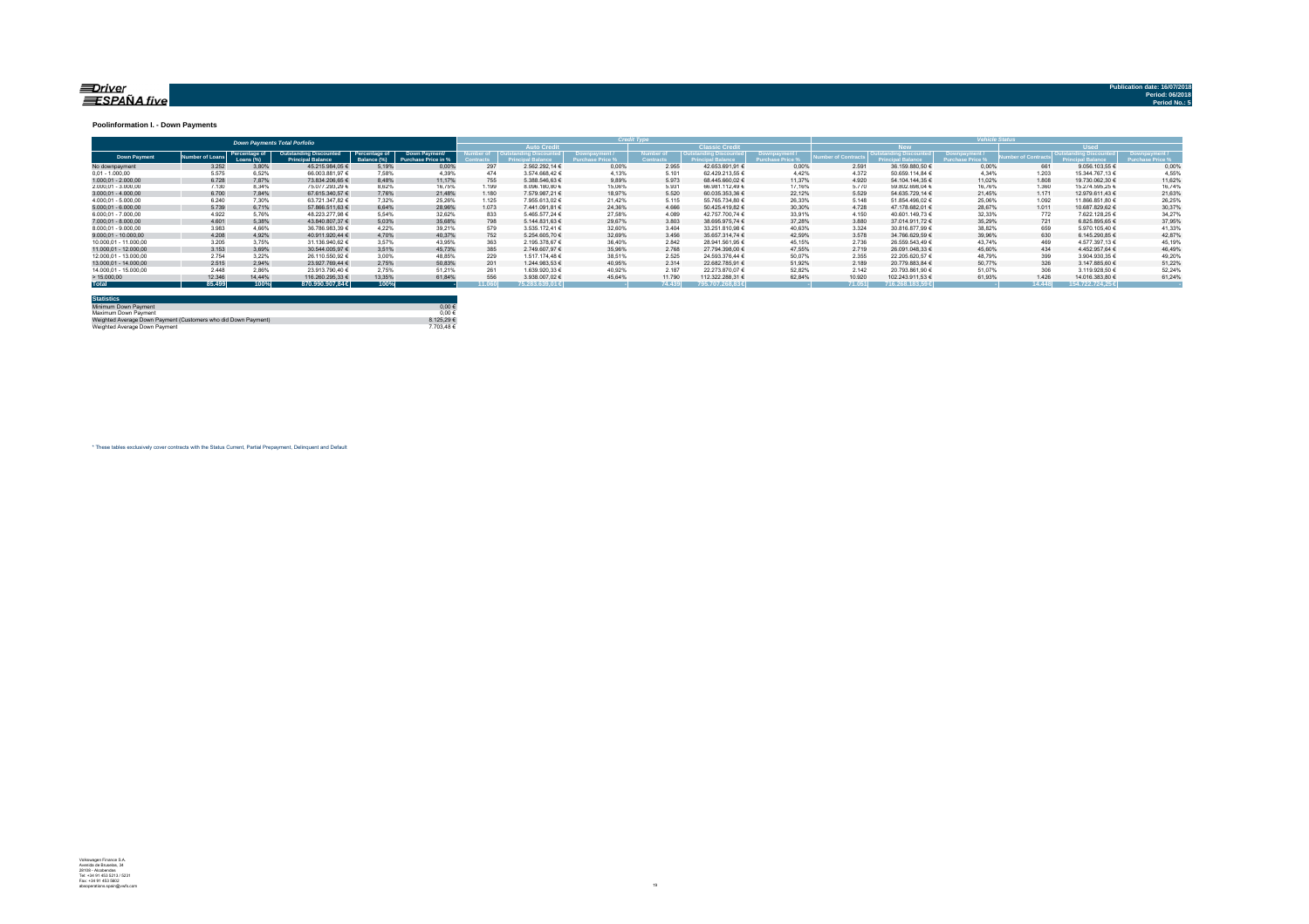## Poolinformation I. - Down Payments

| Down Payments Total Portfolio | | | | | | Credit Type | | | | | | Vehicle Status | | | | | |
|---|---|---|---|---|---|---|---|---|---|---|---|---|---|---|---|---|---|
| | | | | | | Auto Credit | | | Classic Credit | | | New | | | Used | | |
| Down Payment | Number of Loans | Percentage of Loans (%) | Outstanding Discounted Principal Balance | Percentage of Balance (%) | Down Payment/ Purchase Price in % | Number of Contracts | Outstanding Discounted Principal Balance | Downpayment / Purchase Price % | Number of Contracts | Outstanding Discounted Principal Balance | Downpayment / Purchase Price % | Number of Contracts | Outstanding Discounted Principal Balance | Downpayment / Purchase Price % | Number of Contracts | Outstanding Discounted Principal Balance | Downpayment / Purchase Price % |
| No downpayment | 3.252 | 3,80% | 45.215.984,05 € | 5,19% | 0,00% | 297 | 2.562.292,14 € | 0,00% | 2.955 | 42.653.691,91 € | 0,00% | 2.591 | 36.159.880,50 € | 0,00% | 661 | 9.056.103,55 € | 0,00% |
| 0,01 - 1.000,00 | 5.575 | 6,52% | 66.003.881,97 € | 7,58% | 4,39% | 474 | 3.574.668,42 € | 4,13% | 5.101 | 62.429.213,55 € | 4,42% | 4.372 | 50.659.114,84 € | 4,34% | 1.203 | 15.344.767,13 € | 4,55% |
| 1.000,01 - 2.000,00 | 6.728 | 7,87% | 73.834.206,65 € | 8,48% | 11,17% | 755 | 5.388.546,63 € | 9,89% | 5.973 | 68.445.660,02 € | 11,37% | 4.920 | 54.104.144,35 € | 11,02% | 1.808 | 19.730.062,30 € | 11,62% |
| 2.000,01 - 3.000,00 | 7.130 | 8,34% | 75.077.293,29 € | 8,62% | 16,75% | 1.199 | 8.096.180,80 € | 15,06% | 5.931 | 66.981.112,49 € | 17,16% | 5.770 | 59.802.698,04 € | 16,76% | 1.360 | 15.274.595,25 € | 16,74% |
| 3.000,01 - 4.000,00 | 6.700 | 7,84% | 67.615.340,57 € | 7,76% | 21,48% | 1.180 | 7.579.987,21 € | 18,97% | 5.520 | 60.035.353,36 € | 22,12% | 5.529 | 54.635.729,14 € | 21,45% | 1.171 | 12.979.611,43 € | 21,63% |
| 4.000,01 - 5.000,00 | 6.240 | 7,30% | 63.721.347,82 € | 7,32% | 25,26% | 1.125 | 7.955.613,02 € | 21,42% | 5.115 | 55.765.734,80 € | 26,33% | 5.148 | 51.854.496,02 € | 25,06% | 1.092 | 11.866.851,80 € | 26,25% |
| 5.000,01 - 6.000,00 | 5.739 | 6,71% | 57.866.511,63 € | 6,64% | 28,96% | 1.073 | 7.441.091,81 € | 24,36% | 4.666 | 50.425.419,82 € | 30,30% | 4.728 | 47.178.682,01 € | 28,67% | 1.011 | 10.687.829,62 € | 30,37% |
| 6.000,01 - 7.000,00 | 4.922 | 5,76% | 48.223.277,98 € | 5,54% | 32,62% | 833 | 5.465.577,24 € | 27,58% | 4.089 | 42.757.700,74 € | 33,91% | 4.150 | 40.601.149,73 € | 32,33% | 772 | 7.622.128,25 € | 34,27% |
| 7.000,01 - 8.000,00 | 4.601 | 5,38% | 43.840.807,37 € | 5,03% | 35,68% | 798 | 5.144.831,63 € | 29,67% | 3.803 | 38.695.975,74 € | 37,28% | 3.880 | 37.014.911,72 € | 35,29% | 721 | 6.825.895,65 € | 37,95% |
| 8.000,01 - 9.000,00 | 3.983 | 4,66% | 36.786.983,39 € | 4,22% | 39,21% | 579 | 3.535.172,41 € | 32,60% | 3.404 | 33.251.810,98 € | 40,63% | 3.324 | 30.816.877,99 € | 38,82% | 659 | 5.970.105,40 € | 41,33% |
| 9.000,01 - 10.000,00 | 4.208 | 4,92% | 40.911.920,44 € | 4,70% | 40,37% | 752 | 5.254.605,70 € | 32,69% | 3.456 | 35.657.314,74 € | 42,59% | 3.578 | 34.766.629,59 € | 39,96% | 630 | 6.145.290,85 € | 42,87% |
| 10.000,01 - 11.000,00 | 3.205 | 3,75% | 31.136.940,62 € | 3,57% | 43,95% | 363 | 2.195.378,67 € | 36,40% | 2.842 | 28.941.561,95 € | 45,15% | 2.736 | 26.559.543,49 € | 43,74% | 469 | 4.577.397,13 € | 45,19% |
| 11.000,01 - 12.000,00 | 3.153 | 3,69% | 30.544.005,97 € | 3,51% | 45,73% | 385 | 2.749.607,97 € | 35,96% | 2.768 | 27.794.398,00 € | 47,55% | 2.719 | 26.091.048,33 € | 45,60% | 434 | 4.452.957,64 € | 46,49% |
| 12.000,01 - 13.000,00 | 2.754 | 3,22% | 26.110.550,92 € | 3,00% | 48,85% | 229 | 1.517.174,48 € | 38,51% | 2.525 | 24.593.376,44 € | 50,07% | 2.355 | 22.205.620,57 € | 48,79% | 399 | 3.904.930,35 € | 49,20% |
| 13.000,01 - 14.000,00 | 2.515 | 2,94% | 23.927.769,44 € | 2,75% | 50,83% | 201 | 1.244.983,53 € | 40,95% | 2.314 | 22.682.785,91 € | 51,92% | 2.189 | 20.779.883,84 € | 50,77% | 326 | 3.147.885,60 € | 51,22% |
| 14.000,01 - 15.000,00 | 2.448 | 2,86% | 23.913.790,40 € | 2,75% | 51,21% | 261 | 1.639.920,33 € | 40,92% | 2.187 | 22.273.870,07 € | 52,82% | 2.142 | 20.793.861,90 € | 51,07% | 306 | 3.119.928,50 € | 52,24% |
| > 15.000,00 | 12.346 | 14,44% | 116.260.295,33 € | 13,35% | 61,84% | 556 | 3.938.007,02 € | 45,64% | 11.790 | 112.322.288,31 € | 62,84% | 10.920 | 102.243.911,53 € | 61,93% | 1.426 | 14.016.383,80 € | 61,24% |
| **Total** | **85.499** | **100%** | **870.990.907,84 €** | **100%** | - | **11.060** | **75.283.639,01 €** | - | **74.439** | **795.707.268,83 €** | - | **71.051** | **716.268.183,59 €** | - | **14.448** | **154.722.724,25 €** | - |

| Statistics | |
|---|---|
| Minimum Down Payment | 0,00 € |
| Maximum Down Payment | 0,00 € |
| Weighted Average Down Payment (Customers who did Down Payment) | 8.125,29 € |
| Weighted Average Down Payment | 7.703,48 € |

* These tables exclusively cover contracts with the Status Current, Partial Prepayment, Delinquent and Default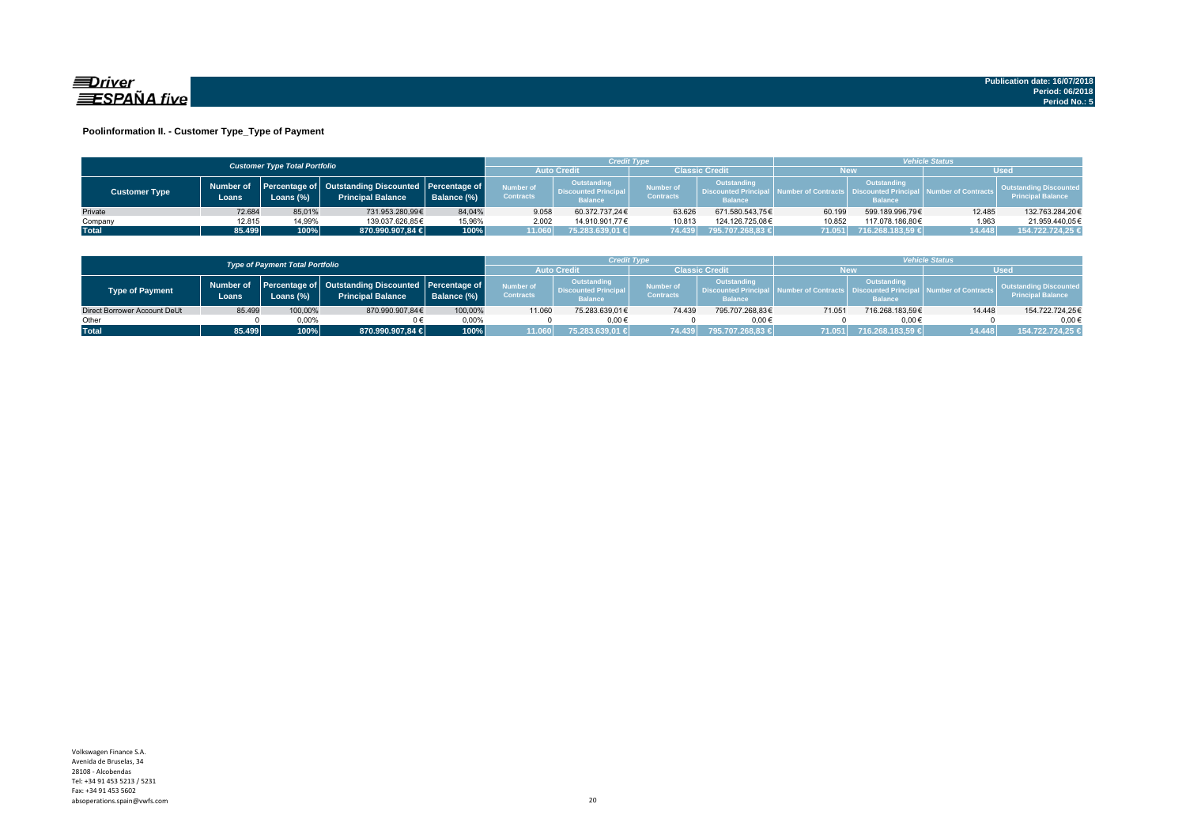**Driver ESPAÑA five**

Publication date: 16/07/2018
Period: 06/2018
Period No.: 5

## Poolinformation II. - Customer Type_Type of Payment

| Customer Type Total Portfolio | | | | | Credit Type | | | | Vehicle Status | | | |
|---|---|---|---|---|---|---|---|---|---|---|---|---|
| | | | | | Auto Credit | | Classic Credit | | New | | Used | |
| Customer Type | Number of Loans | Percentage of Loans (%) | Outstanding Discounted Principal Balance | Percentage of Balance (%) | Number of Contracts | Outstanding Discounted Principal Balance | Number of Contracts | Outstanding Discounted Principal Balance | Number of Contracts | Outstanding Discounted Principal Balance | Number of Contracts | Outstanding Discounted Principal Balance |
| Private | 72.684 | 85,01% | 731.953.280,99€ | 84,04% | 9.058 | 60.372.737,24€ | 63.626 | 671.580.543,75€ | 60.199 | 599.189.996,79€ | 12.485 | 132.763.284,20€ |
| Company | 12.815 | 14,99% | 139.037.626,85€ | 15,96% | 2.002 | 14.910.901,77€ | 10.813 | 124.126.725,08€ | 10.852 | 117.078.186,80€ | 1.963 | 21.959.440,05€ |
| **Total** | **85.499** | **100%** | **870.990.907,84 €** | **100%** | **11.060** | **75.283.639,01 €** | **74.439** | **795.707.268,83 €** | **71.051** | **716.268.183,59 €** | **14.448** | **154.722.724,25 €** |

| Type of Payment Total Portfolio | | | | | Credit Type | | | | Vehicle Status | | | |
|---|---|---|---|---|---|---|---|---|---|---|---|---|
| | | | | | Auto Credit | | Classic Credit | | New | | Used | |
| Type of Payment | Number of Loans | Percentage of Loans (%) | Outstanding Discounted Principal Balance | Percentage of Balance (%) | Number of Contracts | Outstanding Discounted Principal Balance | Number of Contracts | Outstanding Discounted Principal Balance | Number of Contracts | Outstanding Discounted Principal Balance | Number of Contracts | Outstanding Discounted Principal Balance |
| Direct Borrower Account DeUt | 85.499 | 100,00% | 870.990.907,84€ | 100,00% | 11.060 | 75.283.639,01€ | 74.439 | 795.707.268,83€ | 71.051 | 716.268.183,59€ | 14.448 | 154.722.724,25€ |
| Other | 0 | 0,00% | 0 € | 0,00% | 0 | 0,00€ | 0 | 0,00€ | 0 | 0,00€ | 0 | 0,00€ |
| **Total** | **85.499** | **100%** | **870.990.907,84 €** | **100%** | **11.060** | **75.283.639,01 €** | **74.439** | **795.707.268,83 €** | **71.051** | **716.268.183,59 €** | **14.448** | **154.722.724,25 €** |

Volkswagen Finance S.A.
Avenida de Bruselas, 34
28108 - Alcobendas
Tel: +34 91 453 5213 / 5231
Fax: +34 91 453 5602
absoperations.spain@vwfs.com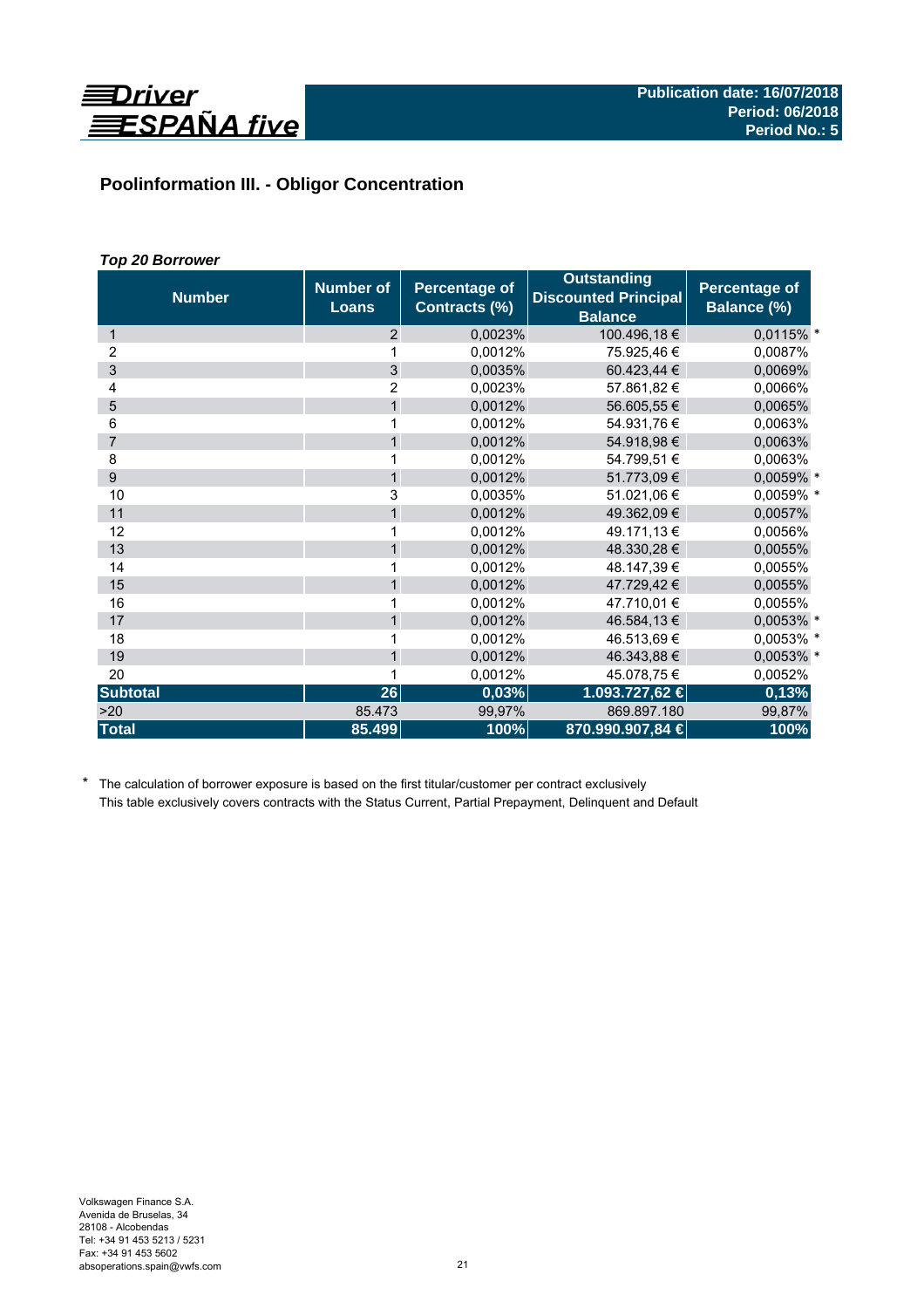# Poolinformation III. - Obligor Concentration

***Top 20 Borrower***

| Number | Number of Loans | Percentage of Contracts (%) | Outstanding Discounted Principal Balance | Percentage of Balance (%) |
|---|---|---|---|---|
| 1 | 2 | 0,0023% | 100.496,18 € | 0,0115% * |
| 2 | 1 | 0,0012% | 75.925,46 € | 0,0087% |
| 3 | 3 | 0,0035% | 60.423,44 € | 0,0069% |
| 4 | 2 | 0,0023% | 57.861,82 € | 0,0066% |
| 5 | 1 | 0,0012% | 56.605,55 € | 0,0065% |
| 6 | 1 | 0,0012% | 54.931,76 € | 0,0063% |
| 7 | 1 | 0,0012% | 54.918,98 € | 0,0063% |
| 8 | 1 | 0,0012% | 54.799,51 € | 0,0063% |
| 9 | 1 | 0,0012% | 51.773,09 € | 0,0059% * |
| 10 | 3 | 0,0035% | 51.021,06 € | 0,0059% * |
| 11 | 1 | 0,0012% | 49.362,09 € | 0,0057% |
| 12 | 1 | 0,0012% | 49.171,13 € | 0,0056% |
| 13 | 1 | 0,0012% | 48.330,28 € | 0,0055% |
| 14 | 1 | 0,0012% | 48.147,39 € | 0,0055% |
| 15 | 1 | 0,0012% | 47.729,42 € | 0,0055% |
| 16 | 1 | 0,0012% | 47.710,01 € | 0,0055% |
| 17 | 1 | 0,0012% | 46.584,13 € | 0,0053% * |
| 18 | 1 | 0,0012% | 46.513,69 € | 0,0053% * |
| 19 | 1 | 0,0012% | 46.343,88 € | 0,0053% * |
| 20 | 1 | 0,0012% | 45.078,75 € | 0,0052% |
| **Subtotal** | **26** | **0,03%** | **1.093.727,62 €** | **0,13%** |
| >20 | 85.473 | 99,97% | 869.897.180 | 99,87% |
| **Total** | **85.499** | **100%** | **870.990.907,84 €** | **100%** |

\* The calculation of borrower exposure is based on the first titular/customer per contract exclusively
This table exclusively covers contracts with the Status Current, Partial Prepayment, Delinquent and Default

Volkswagen Finance S.A.
Avenida de Bruselas, 34
28108 - Alcobendas
Tel: +34 91 453 5213 / 5231
Fax: +34 91 453 5602
absoperations.spain@vwfs.com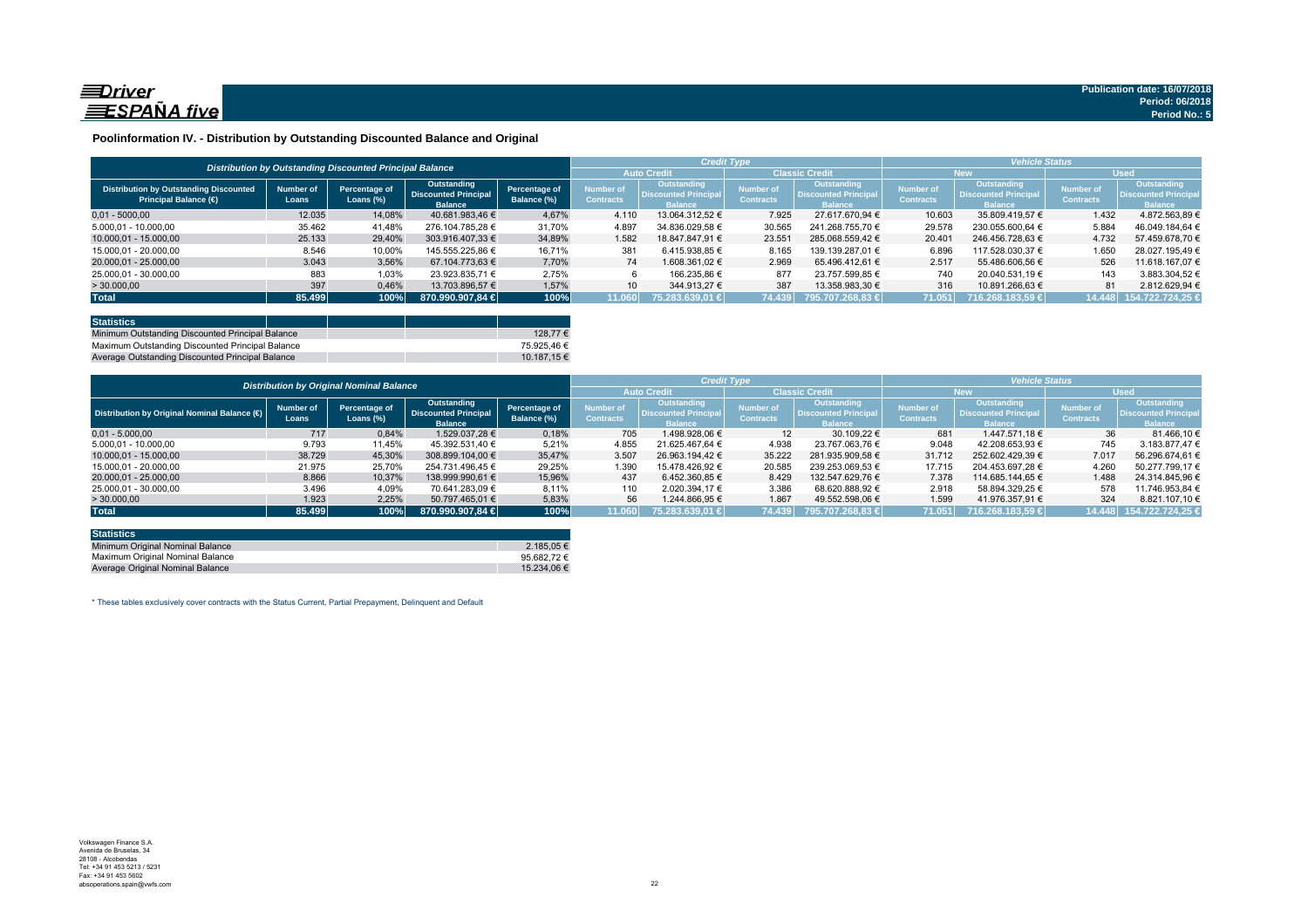Publication date: 16/07/2018
Period: 06/2018
Period No.: 5

## Poolinformation IV. - Distribution by Outstanding Discounted Balance and Original

| Distribution by Outstanding Discounted Principal Balance | | | | | Credit Type | | | | Vehicle Status | | | |
|---|---|---|---|---|---|---|---|---|---|---|---|---|
| | | | | | Auto Credit | | Classic Credit | | New | | Used | |
| Distribution by Outstanding Discounted Principal Balance (€) | Number of Loans | Percentage of Loans (%) | Outstanding Discounted Principal Balance | Percentage of Balance (%) | Number of Contracts | Outstanding Discounted Principal Balance | Number of Contracts | Outstanding Discounted Principal Balance | Number of Contracts | Outstanding Discounted Principal Balance | Number of Contracts | Outstanding Discounted Principal Balance |
| 0,01 - 5.000,00 | 12.035 | 14,08% | 40.681.983,46 € | 4,67% | 4.110 | 13.064.312,52 € | 7.925 | 27.617.670,94 € | 10.603 | 35.809.419,57 € | 1.432 | 4.872.563,89 € |
| 5.000,01 - 10.000,00 | 35.462 | 41,48% | 276.104.785,28 € | 31,70% | 4.897 | 34.836.029,58 € | 30.565 | 241.268.755,70 € | 29.578 | 230.055.600,64 € | 5.884 | 46.049.184,64 € |
| 10.000,01 - 15.000,00 | 25.133 | 29,40% | 303.916.407,33 € | 34,89% | 1.582 | 18.847.847,91 € | 23.551 | 285.068.559,42 € | 20.401 | 246.456.728,63 € | 4.732 | 57.459.678,70 € |
| 15.000,01 - 20.000,00 | 8.546 | 10,00% | 145.555.225,86 € | 16,71% | 381 | 6.415.938,85 € | 8.165 | 139.139.287,01 € | 6.896 | 117.528.030,37 € | 1.650 | 28.027.195,49 € |
| 20.000,01 - 25.000,00 | 3.043 | 3,56% | 67.104.773,63 € | 7,70% | 74 | 1.608.361,02 € | 2.969 | 65.496.412,61 € | 2.517 | 55.486.606,56 € | 526 | 11.618.167,07 € |
| 25.000,01 - 30.000,00 | 883 | 1,03% | 23.923.835,71 € | 2,75% | 6 | 166.235,86 € | 877 | 23.757.599,85 € | 740 | 20.040.531,19 € | 143 | 3.883.304,52 € |
| > 30.000,00 | 397 | 0,46% | 13.703.896,57 € | 1,57% | 10 | 344.913,27 € | 387 | 13.358.983,30 € | 316 | 10.891.266,63 € | 81 | 2.812.629,94 € |
| **Total** | **85.499** | **100%** | **870.990.907,84 €** | **100%** | **11.060** | **75.283.639,01 €** | **74.439** | **795.707.268,83 €** | **71.051** | **716.268.183,59 €** | **14.448** | **154.722.724,25 €** |

| Statistics | |
|---|---|
| Minimum Outstanding Discounted Principal Balance | 128,77 € |
| Maximum Outstanding Discounted Principal Balance | 75.925,46 € |
| Average Outstanding Discounted Principal Balance | 10.187,15 € |

| Distribution by Original Nominal Balance | | | | | Credit Type | | | | Vehicle Status | | | |
|---|---|---|---|---|---|---|---|---|---|---|---|---|
| | | | | | Auto Credit | | Classic Credit | | New | | Used | |
| Distribution by Original Nominal Balance (€) | Number of Loans | Percentage of Loans (%) | Outstanding Discounted Principal Balance | Percentage of Balance (%) | Number of Contracts | Outstanding Discounted Principal Balance | Number of Contracts | Outstanding Discounted Principal Balance | Number of Contracts | Outstanding Discounted Principal Balance | Number of Contracts | Outstanding Discounted Principal Balance |
| 0,01 - 5.000,00 | 717 | 0,84% | 1.529.037,28 € | 0,18% | 705 | 1.498.928,06 € | 12 | 30.109,22 € | 681 | 1.447.571,18 € | 36 | 81.466,10 € |
| 5.000,01 - 10.000,00 | 9.793 | 11,45% | 45.392.531,40 € | 5,21% | 4.855 | 21.625.467,64 € | 4.938 | 23.767.063,76 € | 9.048 | 42.208.653,93 € | 745 | 3.183.877,47 € |
| 10.000,01 - 15.000,00 | 38.729 | 45,30% | 308.899.104,00 € | 35,47% | 3.507 | 26.963.194,42 € | 35.222 | 281.935.909,58 € | 31.712 | 252.602.429,39 € | 7.017 | 56.296.674,61 € |
| 15.000,01 - 20.000,00 | 21.975 | 25,70% | 254.731.496,45 € | 29,25% | 1.390 | 15.478.426,92 € | 20.585 | 239.253.069,53 € | 17.715 | 204.453.697,28 € | 4.260 | 50.277.799,17 € |
| 20.000,01 - 25.000,00 | 8.866 | 10,37% | 138.999.990,61 € | 15,96% | 437 | 6.452.360,85 € | 8.429 | 132.547.629,76 € | 7.378 | 114.685.144,65 € | 1.488 | 24.314.845,96 € |
| 25.000,01 - 30.000,00 | 3.496 | 4,09% | 70.641.283,09 € | 8,11% | 110 | 2.020.394,17 € | 3.386 | 68.620.888,92 € | 2.918 | 58.894.329,25 € | 578 | 11.746.953,84 € |
| > 30.000,00 | 1.923 | 2,25% | 50.797.465,01 € | 5,83% | 56 | 1.244.866,95 € | 1.867 | 49.552.598,06 € | 1.599 | 41.976.357,91 € | 324 | 8.821.107,10 € |
| **Total** | **85.499** | **100%** | **870.990.907,84 €** | **100%** | **11.060** | **75.283.639,01 €** | **74.439** | **795.707.268,83 €** | **71.051** | **716.268.183,59 €** | **14.448** | **154.722.724,25 €** |

| Statistics | |
|---|---|
| Minimum Original Nominal Balance | 2.185,05 € |
| Maximum Original Nominal Balance | 95.682,72 € |
| Average Original Nominal Balance | 15.234,06 € |

* These tables exclusively cover contracts with the Status Current, Partial Prepayment, Delinquent and Default

Volkswagen Finance S.A.
Avenida de Bruselas, 34
28108 - Alcobendas
Tel: +34 91 453 5213 / 5231
Fax: +34 91 453 5602
absoperations.spain@vwfs.com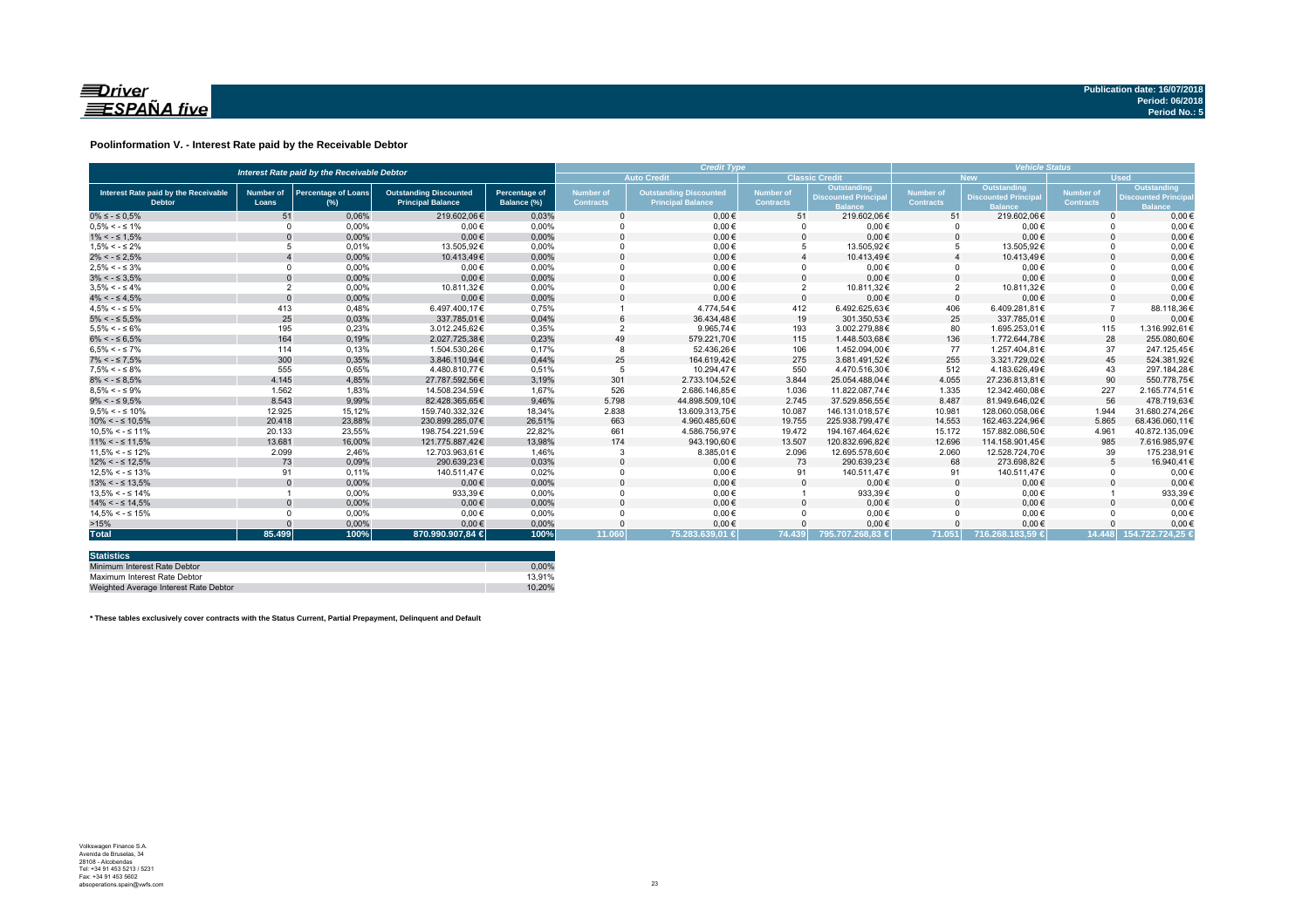**Publication date: 16/07/2018**
**Period: 06/2018**
**Period No.: 5**

## Poolinformation V. - Interest Rate paid by the Receivable Debtor

| Interest Rate paid by the Receivable Debtor | | | | | Credit Type | | | | Vehicle Status | | | |
|---|---|---|---|---|---|---|---|---|---|---|---|---|
| | | | | | Auto Credit | | Classic Credit | | New | | Used | |
| Interest Rate paid by the Receivable Debtor | Number of Loans | Percentage of Loans (%) | Outstanding Discounted Principal Balance | Percentage of Balance (%) | Number of Contracts | Outstanding Discounted Principal Balance | Number of Contracts | Outstanding Discounted Principal Balance | Number of Contracts | Outstanding Discounted Principal Balance | Number of Contracts | Outstanding Discounted Principal Balance |
| 0% ≤ - ≤ 0,5% | 51 | 0,06% | 219.602,06€ | 0,03% | 0 | 0,00 € | 51 | 219.602,06€ | 51 | 219.602,06€ | 0 | 0,00 € |
| 0,5% < - ≤ 1% | 0 | 0,00% | 0,00 € | 0,00% | 0 | 0,00 € | 0 | 0,00 € | 0 | 0,00 € | 0 | 0,00 € |
| 1% < - ≤ 1,5% | 0 | 0,00% | 0,00 € | 0,00% | 0 | 0,00 € | 0 | 0,00 € | 0 | 0,00 € | 0 | 0,00 € |
| 1,5% < - ≤ 2% | 5 | 0,01% | 13.505,92€ | 0,00% | 0 | 0,00 € | 5 | 13.505,92€ | 5 | 13.505,92€ | 0 | 0,00 € |
| 2% < - ≤ 2,5% | 4 | 0,00% | 10.413,49€ | 0,00% | 0 | 0,00 € | 4 | 10.413,49€ | 4 | 10.413,49€ | 0 | 0,00 € |
| 2,5% < - ≤ 3% | 0 | 0,00% | 0,00 € | 0,00% | 0 | 0,00 € | 0 | 0,00 € | 0 | 0,00 € | 0 | 0,00 € |
| 3% < - ≤ 3,5% | 0 | 0,00% | 0,00 € | 0,00% | 0 | 0,00 € | 0 | 0,00 € | 0 | 0,00 € | 0 | 0,00 € |
| 3,5% < - ≤ 4% | 2 | 0,00% | 10.811,32€ | 0,00% | 0 | 0,00 € | 2 | 10.811,32€ | 2 | 10.811,32€ | 0 | 0,00 € |
| 4% < - ≤ 4,5% | 0 | 0,00% | 0,00 € | 0,00% | 0 | 0,00 € | 0 | 0,00 € | 0 | 0,00 € | 0 | 0,00 € |
| 4,5% < - ≤ 5% | 413 | 0,48% | 6.497.400,17€ | 0,75% | 1 | 4.774,54€ | 412 | 6.492.625,63€ | 406 | 6.409.281,81€ | 7 | 88.118,36€ |
| 5% < - ≤ 5,5% | 25 | 0,03% | 337.785,01€ | 0,04% | 6 | 36.434,48€ | 19 | 301.350,53€ | 25 | 337.785,01€ | 0 | 0,00 € |
| 5,5% < - ≤ 6% | 195 | 0,23% | 3.012.245,62€ | 0,35% | 2 | 9.965,74€ | 193 | 3.002.279,88€ | 80 | 1.695.253,01€ | 115 | 1.316.992,61€ |
| 6% < - ≤ 6,5% | 164 | 0,19% | 2.027.725,38€ | 0,23% | 49 | 579.221,70€ | 115 | 1.448.503,68€ | 136 | 1.772.644,78€ | 28 | 255.080,60€ |
| 6,5% < - ≤ 7% | 114 | 0,13% | 1.504.530,26€ | 0,17% | 8 | 52.436,26€ | 106 | 1.452.094,00€ | 77 | 1.257.404,81€ | 37 | 247.125,45€ |
| 7% < - ≤ 7,5% | 300 | 0,35% | 3.846.110,94€ | 0,44% | 25 | 164.619,42€ | 275 | 3.681.491,52€ | 255 | 3.321.729,02€ | 45 | 524.381,92€ |
| 7,5% < - ≤ 8% | 555 | 0,65% | 4.480.810,77€ | 0,51% | 5 | 10.294,47€ | 550 | 4.470.516,30€ | 512 | 4.183.626,49€ | 43 | 297.184,28€ |
| 8% < - ≤ 8,5% | 4.145 | 4,85% | 27.787.592,56€ | 3,19% | 301 | 2.733.104,52€ | 3.844 | 25.054.488,04€ | 4.055 | 27.236.813,81€ | 90 | 550.778,75€ |
| 8,5% < - ≤ 9% | 1.562 | 1,83% | 14.508.234,59€ | 1,67% | 526 | 2.686.146,85€ | 1.036 | 11.822.087,74€ | 1.335 | 12.342.460,08€ | 227 | 2.165.774,51€ |
| 9% < - ≤ 9,5% | 8.543 | 9,99% | 82.428.365,65€ | 9,46% | 5.798 | 44.898.509,10€ | 2.745 | 37.529.856,55€ | 8.487 | 81.949.646,02€ | 56 | 478.719,63€ |
| 9,5% < - ≤ 10% | 12.925 | 15,12% | 159.740.332,32€ | 18,34% | 2.838 | 13.609.313,75€ | 10.087 | 146.131.018,57€ | 10.981 | 128.060.058,06€ | 1.944 | 31.680.274,26€ |
| 10% < - ≤ 10,5% | 20.418 | 23,88% | 230.899.285,07€ | 26,51% | 663 | 4.960.485,60€ | 19.755 | 225.938.799,47€ | 14.553 | 162.463.224,96€ | 5.865 | 68.436.060,11€ |
| 10,5% < - ≤ 11% | 20.133 | 23,55% | 198.754.221,59€ | 22,82% | 661 | 4.586.756,97€ | 19.472 | 194.167.464,62€ | 15.172 | 157.882.086,50€ | 4.961 | 40.872.135,09€ |
| 11% < - ≤ 11,5% | 13.681 | 16,00% | 121.775.887,42€ | 13,98% | 174 | 943.190,60€ | 13.507 | 120.832.696,82€ | 12.696 | 114.158.901,45€ | 985 | 7.616.985,97€ |
| 11,5% < - ≤ 12% | 2.099 | 2,46% | 12.703.963,61€ | 1,46% | 3 | 8.385,01€ | 2.096 | 12.695.578,60€ | 2.060 | 12.528.724,70€ | 39 | 175.238,91€ |
| 12% < - ≤ 12,5% | 73 | 0,09% | 290.639,23€ | 0,03% | 0 | 0,00 € | 73 | 290.639,23€ | 68 | 273.698,82€ | 5 | 16.940,41€ |
| 12,5% < - ≤ 13% | 91 | 0,11% | 140.511,47€ | 0,02% | 0 | 0,00 € | 91 | 140.511,47€ | 91 | 140.511,47€ | 0 | 0,00 € |
| 13% < - ≤ 13,5% | 0 | 0,00% | 0,00 € | 0,00% | 0 | 0,00 € | 0 | 0,00 € | 0 | 0,00 € | 0 | 0,00 € |
| 13,5% < - ≤ 14% | 1 | 0,00% | 933,39€ | 0,00% | 0 | 0,00 € | 1 | 933,39€ | 0 | 0,00 € | 1 | 933,39€ |
| 14% < - ≤ 14,5% | 0 | 0,00% | 0,00 € | 0,00% | 0 | 0,00 € | 0 | 0,00 € | 0 | 0,00 € | 0 | 0,00 € |
| 14,5% < - ≤ 15% | 0 | 0,00% | 0,00 € | 0,00% | 0 | 0,00 € | 0 | 0,00 € | 0 | 0,00 € | 0 | 0,00 € |
| >15% | 0 | 0,00% | 0,00 € | 0,00% | 0 | 0,00 € | 0 | 0,00 € | 0 | 0,00 € | 0 | 0,00 € |
| **Total** | **85.499** | **100%** | **870.990.907,84 €** | **100%** | **11.060** | **75.283.639,01 €** | **74.439** | **795.707.268,83 €** | **71.051** | **716.268.183,59 €** | **14.448** | **154.722.724,25 €** |

| Statistics | |
|---|---|
| Minimum Interest Rate Debtor | 0,00% |
| Maximum Interest Rate Debtor | 13,91% |
| Weighted Average Interest Rate Debtor | 10,20% |

**\* These tables exclusively cover contracts with the Status Current, Partial Prepayment, Delinquent and Default**

Volkswagen Finance S.A.
Avenida de Bruselas, 34
28108 - Alcobendas
Tel: +34 91 453 5213 / 5231
Fax: +34 91 453 5602
absoperations.spain@vwfs.com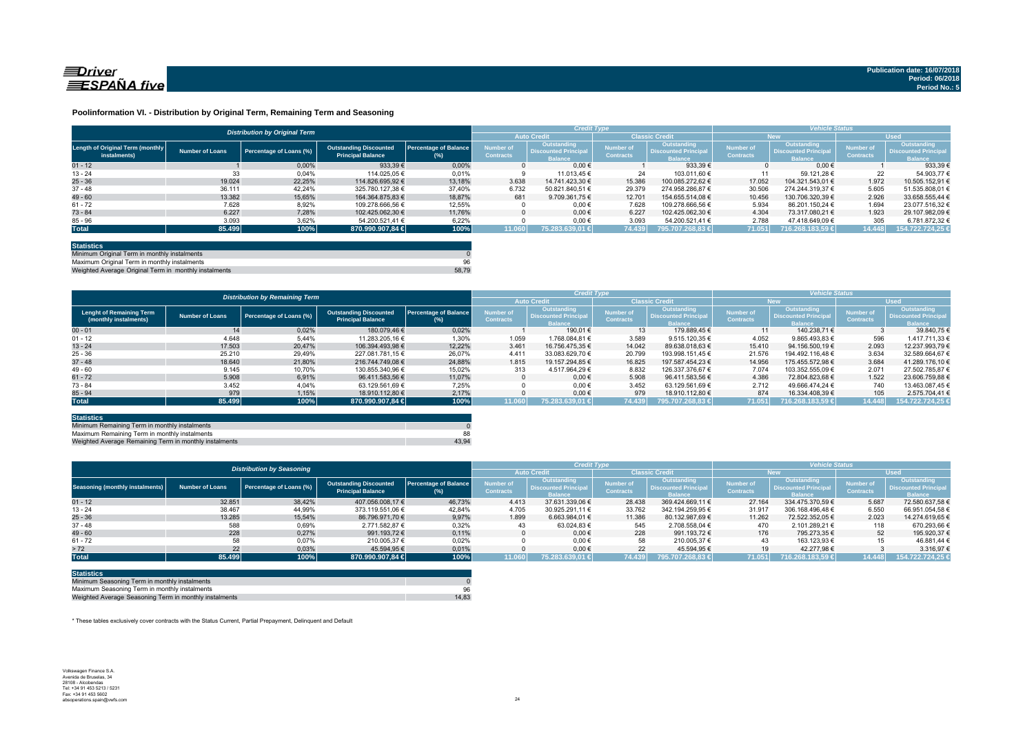## Poolinformation VI. - Distribution by Original Term, Remaining Term and Seasoning

| Distribution by Original Term | | | | | Credit Type | | | | Vehicle Status | | | |
|---|---|---|---|---|---|---|---|---|---|---|---|---|
| | | | | | Auto Credit | | Classic Credit | | New | | Used | |
| Length of Original Term (monthly instalments) | Number of Loans | Percentage of Loans (%) | Outstanding Discounted Principal Balance | Percentage of Balance (%) | Number of Contracts | Outstanding Discounted Principal Balance | Number of Contracts | Outstanding Discounted Principal Balance | Number of Contracts | Outstanding Discounted Principal Balance | Number of Contracts | Outstanding Discounted Principal Balance |
| 01 - 12 | 1 | 0,00% | 933,39 € | 0,00% | 0 | 0,00 € | 1 | 933,39 € | 0 | 0,00 € | 1 | 933,39 € |
| 13 - 24 | 33 | 0,04% | 114.025,05 € | 0,01% | 9 | 11.013,45 € | 24 | 103.011,60 € | 11 | 59.121,28 € | 22 | 54.903,77 € |
| 25 - 36 | 19.024 | 22,25% | 114.826.695,92 € | 13,18% | 3.638 | 14.741.423,30 € | 15.386 | 100.085.272,62 € | 17.052 | 104.321.543,01 € | 1.972 | 10.505.152,91 € |
| 37 - 48 | 36.111 | 42,24% | 325.780.127,38 € | 37,40% | 6.732 | 50.821.840,51 € | 29.379 | 274.958.286,87 € | 30.506 | 274.244.319,37 € | 5.605 | 51.535.808,01 € |
| 49 - 60 | 13.382 | 15,65% | 164.364.875,83 € | 18,87% | 681 | 9.709.361,75 € | 12.701 | 154.655.514,08 € | 10.456 | 130.706.320,39 € | 2.926 | 33.658.555,44 € |
| 61 - 72 | 7.628 | 8,92% | 109.278.666,56 € | 12,55% | 0 | 0,00 € | 7.628 | 109.278.666,56 € | 5.934 | 86.201.150,24 € | 1.694 | 23.077.516,32 € |
| 73 - 84 | 6.227 | 7,28% | 102.425.062,30 € | 11,76% | 0 | 0,00 € | 6.227 | 102.425.062,30 € | 4.304 | 73.317.080,21 € | 1.923 | 29.107.982,09 € |
| 85 - 96 | 3.093 | 3,62% | 54.200.521,41 € | 6,22% | 0 | 0,00 € | 3.093 | 54.200.521,41 € | 2.788 | 47.418.649,09 € | 305 | 6.781.872,32 € |
| **Total** | **85.499** | **100%** | **870.990.907,84 €** | **100%** | **11.060** | **75.283.639,01 €** | **74.439** | **795.707.268,83 €** | **71.051** | **716.268.183,59 €** | **14.448** | **154.722.724,25 €** |

| Statistics | |
|---|---|
| Minimum Original Term in monthly instalments | 0 |
| Maximum Original Term in monthly instalments | 96 |
| Weighted Average Original Term in monthly instalments | 58,79 |

| Distribution by Remaining Term | | | | | Credit Type | | | | Vehicle Status | | | |
|---|---|---|---|---|---|---|---|---|---|---|---|---|
| | | | | | Auto Credit | | Classic Credit | | New | | Used | |
| Lenght of Remaining Term (monthly instalments) | Number of Loans | Percentage of Loans (%) | Outstanding Discounted Principal Balance | Percentage of Balance (%) | Number of Contracts | Outstanding Discounted Principal Balance | Number of Contracts | Outstanding Discounted Principal Balance | Number of Contracts | Outstanding Discounted Principal Balance | Number of Contracts | Outstanding Discounted Principal Balance |
| 00 - 01 | 14 | 0,02% | 180.079,46 € | 0,02% | 1 | 190,01 € | 13 | 179.889,45 € | 11 | 140.238,71 € | 3 | 39.840,75 € |
| 01 - 12 | 4.648 | 5,44% | 11.283.205,16 € | 1,30% | 1.059 | 1.768.084,81 € | 3.589 | 9.515.120,35 € | 4.052 | 9.865.493,83 € | 596 | 1.417.711,33 € |
| 13 - 24 | 17.503 | 20,47% | 106.394.493,98 € | 12,22% | 3.461 | 16.756.475,35 € | 14.042 | 89.638.018,63 € | 15.410 | 94.156.500,19 € | 2.093 | 12.237.993,79 € |
| 25 - 36 | 25.210 | 29,49% | 227.081.781,15 € | 26,07% | 4.411 | 33.083.629,70 € | 20.799 | 193.998.151,45 € | 21.576 | 194.492.116,48 € | 3.634 | 32.589.664,67 € |
| 37 - 48 | 18.640 | 21,80% | 216.744.749,08 € | 24,88% | 1.815 | 19.157.294,85 € | 16.825 | 197.587.454,23 € | 14.956 | 175.455.572,98 € | 3.684 | 41.289.176,10 € |
| 49 - 60 | 9.145 | 10,70% | 130.855.340,96 € | 15,02% | 313 | 4.517.964,29 € | 8.832 | 126.337.376,67 € | 7.074 | 103.352.555,09 € | 2.071 | 27.502.785,87 € |
| 61 - 72 | 5.908 | 6,91% | 96.411.583,56 € | 11,07% | 0 | 0,00 € | 5.908 | 96.411.583,56 € | 4.386 | 72.804.823,68 € | 1.522 | 23.606.759,88 € |
| 73 - 84 | 3.452 | 4,04% | 63.129.561,69 € | 7,25% | 0 | 0,00 € | 3.452 | 63.129.561,69 € | 2.712 | 49.666.474,24 € | 740 | 13.463.087,45 € |
| 85 - 94 | 979 | 1,15% | 18.910.112,80 € | 2,17% | 0 | 0,00 € | 979 | 18.910.112,80 € | 874 | 16.334.408,39 € | 105 | 2.575.704,41 € |
| **Total** | **85.499** | **100%** | **870.990.907,84 €** | **100%** | **11.060** | **75.283.639,01 €** | **74.439** | **795.707.268,83 €** | **71.051** | **716.268.183,59 €** | **14.448** | **154.722.724,25 €** |

| Statistics | |
|---|---|
| Minimum Remaining Term in monthly instalments | 0 |
| Maximum Remaining Term in monthly instalments | 88 |
| Weighted Average Remaining Term in monthly instalments | 43,94 |

| Distribution by Seasoning | | | | | Credit Type | | | | Vehicle Status | | | |
|---|---|---|---|---|---|---|---|---|---|---|---|---|
| | | | | | Auto Credit | | Classic Credit | | New | | Used | |
| Seasoning (monthly instalments) | Number of Loans | Percentage of Loans (%) | Outstanding Discounted Principal Balance | Percentage of Balance (%) | Number of Contracts | Outstanding Discounted Principal Balance | Number of Contracts | Outstanding Discounted Principal Balance | Number of Contracts | Outstanding Discounted Principal Balance | Number of Contracts | Outstanding Discounted Principal Balance |
| 01 - 12 | 32.851 | 38,42% | 407.056.008,17 € | 46,73% | 4.413 | 37.631.339,06 € | 28.438 | 369.424.669,11 € | 27.164 | 334.475.370,59 € | 5.687 | 72.580.637,58 € |
| 13 - 24 | 38.467 | 44,99% | 373.119.551,06 € | 42,84% | 4.705 | 30.925.291,11 € | 33.762 | 342.194.259,95 € | 31.917 | 306.168.496,48 € | 6.550 | 66.951.054,58 € |
| 25 - 36 | 13.285 | 15,54% | 86.796.971,70 € | 9,97% | 1.899 | 6.663.984,01 € | 11.386 | 80.132.987,69 € | 11.262 | 72.522.352,05 € | 2.023 | 14.274.619,65 € |
| 37 - 48 | 588 | 0,69% | 2.771.582,87 € | 0,32% | 43 | 63.024,83 € | 545 | 2.708.558,04 € | 470 | 2.101.289,21 € | 118 | 670.293,66 € |
| 49 - 60 | 228 | 0,27% | 991.193,72 € | 0,11% | 0 | 0,00 € | 228 | 991.193,72 € | 176 | 795.273,35 € | 52 | 195.920,37 € |
| 61 - 72 | 58 | 0,07% | 210.005,37 € | 0,02% | 0 | 0,00 € | 58 | 210.005,37 € | 43 | 163.123,93 € | 15 | 46.881,44 € |
| > 72 | 22 | 0,03% | 45.594,95 € | 0,01% | 0 | 0,00 € | 22 | 45.594,95 € | 19 | 42.277,98 € | 3 | 3.316,97 € |
| **Total** | **85.499** | **100%** | **870.990.907,84 €** | **100%** | **11.060** | **75.283.639,01 €** | **74.439** | **795.707.268,83 €** | **71.051** | **716.268.183,59 €** | **14.448** | **154.722.724,25 €** |

| Statistics | |
|---|---|
| Minimum Seasoning Term in monthly instalments | 0 |
| Maximum Seasoning Term in monthly instalments | 96 |
| Weighted Average Seasoning Term in monthly instalments | 14,83 |

* These tables exclusively cover contracts with the Status Current, Partial Prepayment, Delinquent and Default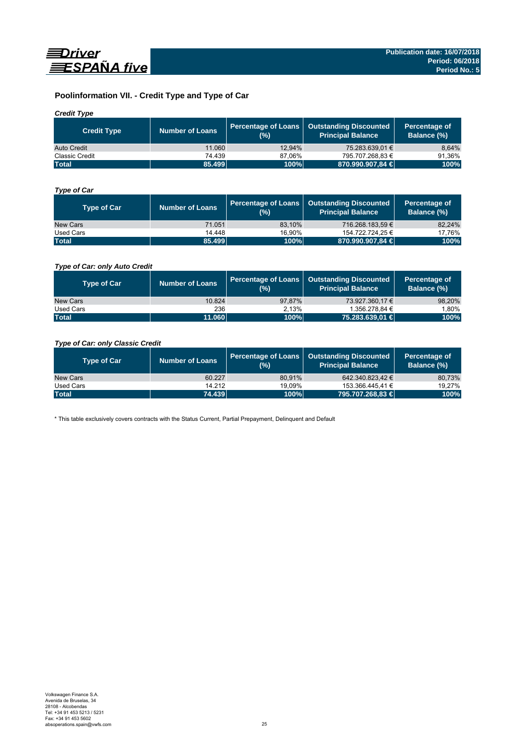## Poolinformation VII. - Credit Type and Type of Car

### *Credit Type*

| Credit Type | Number of Loans | Percentage of Loans (%) | Outstanding Discounted Principal Balance | Percentage of Balance (%) |
|---|---|---|---|---|
| Auto Credit | 11.060 | 12,94% | 75.283.639,01 € | 8,64% |
| Classic Credit | 74.439 | 87,06% | 795.707.268,83 € | 91,36% |
| **Total** | **85.499** | **100%** | **870.990.907,84 €** | **100%** |

### *Type of Car*

| Type of Car | Number of Loans | Percentage of Loans (%) | Outstanding Discounted Principal Balance | Percentage of Balance (%) |
|---|---|---|---|---|
| New Cars | 71.051 | 83,10% | 716.268.183,59 € | 82,24% |
| Used Cars | 14.448 | 16,90% | 154.722.724,25 € | 17,76% |
| **Total** | **85.499** | **100%** | **870.990.907,84 €** | **100%** |

### *Type of Car: only Auto Credit*

| Type of Car | Number of Loans | Percentage of Loans (%) | Outstanding Discounted Principal Balance | Percentage of Balance (%) |
|---|---|---|---|---|
| New Cars | 10.824 | 97,87% | 73.927.360,17 € | 98,20% |
| Used Cars | 236 | 2,13% | 1.356.278,84 € | 1,80% |
| **Total** | **11.060** | **100%** | **75.283.639,01 €** | **100%** |

### *Type of Car: only Classic Credit*

| Type of Car | Number of Loans | Percentage of Loans (%) | Outstanding Discounted Principal Balance | Percentage of Balance (%) |
|---|---|---|---|---|
| New Cars | 60.227 | 80,91% | 642.340.823,42 € | 80,73% |
| Used Cars | 14.212 | 19,09% | 153.366.445,41 € | 19,27% |
| **Total** | **74.439** | **100%** | **795.707.268,83 €** | **100%** |

* This table exclusively covers contracts with the Status Current, Partial Prepayment, Delinquent and Default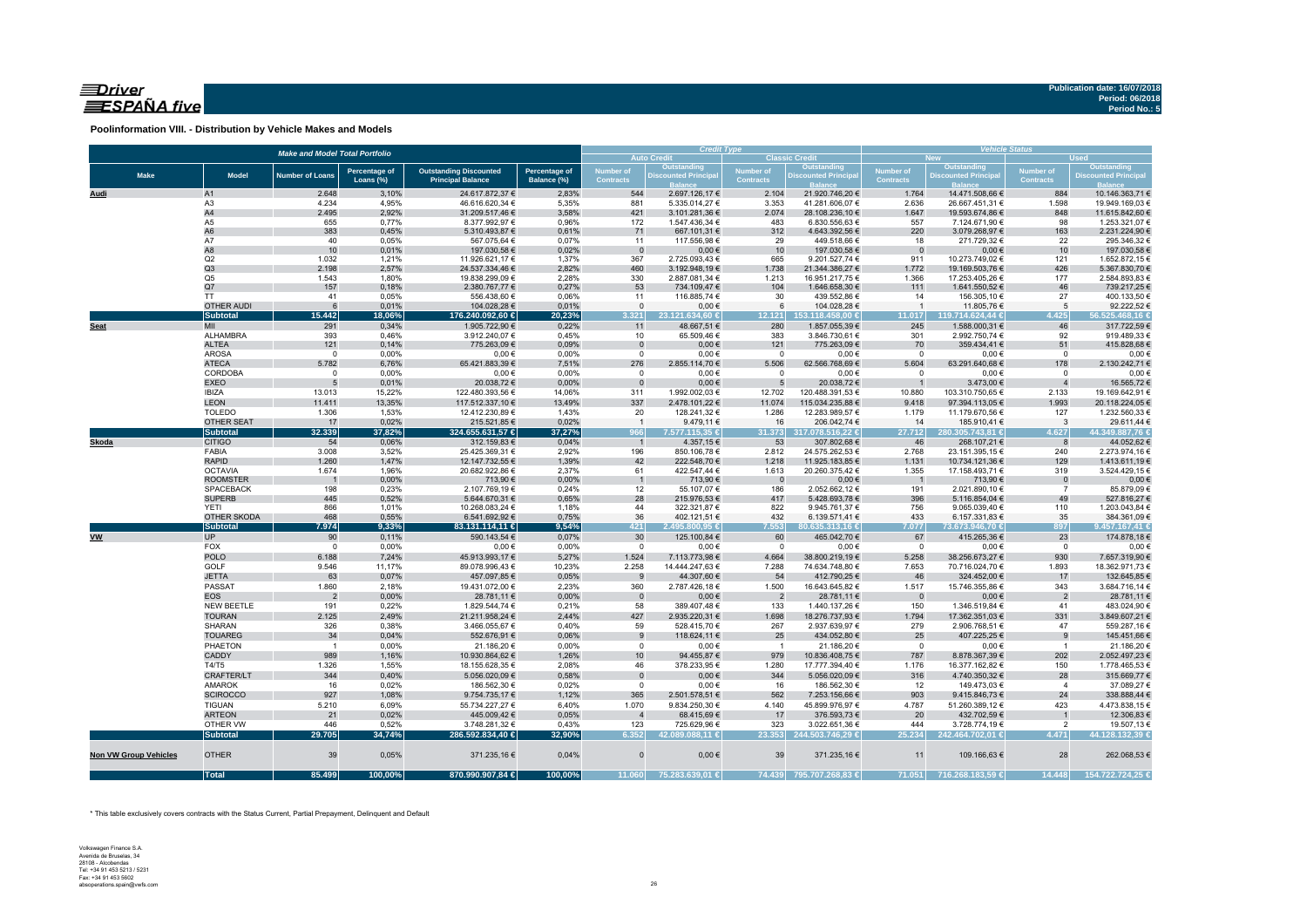## Poolinformation VIII. - Distribution by Vehicle Makes and Models

| Make and Model Total Portfolio | | | | | | Credit Type | | | | Vehicle Status | | | |
|---|---|---|---|---|---|---|---|---|---|---|---|---|---|
| | | | | | | Auto Credit | | Classic Credit | | New | | Used | |
| Make | Model | Number of Loans | Percentage of Loans (%) | Outstanding Discounted Principal Balance | Percentage of Balance (%) | Number of Contracts | Outstanding Discounted Principal Balance | Number of Contracts | Outstanding Discounted Principal Balance | Number of Contracts | Outstanding Discounted Principal Balance | Number of Contracts | Outstanding Discounted Principal Balance |
| **Audi** | A1 | 2.648 | 3,10% | 24.617.872,37 € | 2,83% | 544 | 2.697.126,17 € | 2.104 | 21.920.746,20 € | 1.764 | 14.471.508,66 € | 884 | 10.146.363,71 € |
| | A3 | 4.234 | 4,95% | 46.616.620,34 € | 5,35% | 881 | 5.335.014,27 € | 3.353 | 41.281.606,07 € | 2.636 | 26.667.451,31 € | 1.598 | 19.949.169,03 € |
| | A4 | 2.495 | 2,92% | 31.209.517,46 € | 3,58% | 421 | 3.101.281,36 € | 2.074 | 28.108.236,10 € | 1.647 | 19.593.674,86 € | 848 | 11.615.842,60 € |
| | A5 | 655 | 0,77% | 8.377.992,97 € | 0,96% | 172 | 1.547.436,34 € | 483 | 6.830.556,63 € | 557 | 7.124.671,90 € | 98 | 1.253.321,07 € |
| | A6 | 383 | 0,45% | 5.310.493,87 € | 0,61% | 71 | 667.101,31 € | 312 | 4.643.392,56 € | 220 | 3.079.268,97 € | 163 | 2.231.224,90 € |
| | A7 | 40 | 0,05% | 567.075,64 € | 0,07% | 11 | 117.556,98 € | 29 | 449.518,66 € | 18 | 271.729,32 € | 22 | 295.346,32 € |
| | A8 | 10 | 0,01% | 197.030,58 € | 0,02% | 0 | 0,00 € | 10 | 197.030,58 € | 0 | 0,00 € | 10 | 197.030,58 € |
| | Q2 | 1.032 | 1,21% | 11.926.621,17 € | 1,37% | 367 | 2.725.093,43 € | 665 | 9.201.527,74 € | 911 | 10.273.749,02 € | 121 | 1.652.872,15 € |
| | Q3 | 2.198 | 2,57% | 24.537.334,46 € | 2,82% | 460 | 3.192.948,19 € | 1.738 | 21.344.386,27 € | 1.772 | 19.169.503,76 € | 426 | 5.367.830,70 € |
| | Q5 | 1.543 | 1,80% | 19.838.299,09 € | 2,28% | 330 | 2.887.081,34 € | 1.213 | 16.951.217,75 € | 1.366 | 17.253.405,26 € | 177 | 2.584.893,83 € |
| | Q7 | 157 | 0,18% | 2.380.767,77 € | 0,27% | 53 | 734.109,47 € | 104 | 1.646.658,30 € | 111 | 1.641.550,52 € | 46 | 739.217,25 € |
| | TT | 41 | 0,05% | 556.438,60 € | 0,06% | 11 | 116.885,74 € | 30 | 439.552,86 € | 14 | 156.305,10 € | 27 | 400.133,50 € |
| | OTHER AUDI | 6 | 0,01% | 104.028,28 € | 0,01% | 0 | 0,00 € | 6 | 104.028,28 € | 1 | 11.805,76 € | 5 | 92.222,52 € |
| | **Subtotal** | **15.442** | **18,06%** | **176.240.092,60 €** | **20,23%** | **3.321** | **23.121.634,60 €** | **12.121** | **153.118.458,00 €** | **11.017** | **119.714.624,44 €** | **4.425** | **56.525.468,16 €** |
| **Seat** | MII | 291 | 0,34% | 1.905.722,90 € | 0,22% | 11 | 48.667,51 € | 280 | 1.857.055,39 € | 245 | 1.588.000,31 € | 46 | 317.722,59 € |
| | ALHAMBRA | 393 | 0,46% | 3.912.240,07 € | 0,45% | 10 | 65.509,46 € | 383 | 3.846.730,61 € | 301 | 2.992.750,74 € | 92 | 919.489,33 € |
| | ALTEA | 121 | 0,14% | 775.263,09 € | 0,09% | 0 | 0,00 € | 121 | 775.263,09 € | 70 | 359.434,41 € | 51 | 415.828,68 € |
| | AROSA | 0 | 0,00% | 0,00 € | 0,00% | 0 | 0,00 € | 0 | 0,00 € | 0 | 0,00 € | 0 | 0,00 € |
| | ATECA | 5.782 | 6,76% | 65.421.883,39 € | 7,51% | 276 | 2.855.114,70 € | 5.506 | 62.566.768,69 € | 5.604 | 63.291.640,68 € | 178 | 2.130.242,71 € |
| | CORDOBA | 0 | 0,00% | 0,00 € | 0,00% | 0 | 0,00 € | 0 | 0,00 € | 0 | 0,00 € | 0 | 0,00 € |
| | EXEO | 5 | 0,01% | 20.038,72 € | 0,00% | 0 | 0,00 € | 5 | 20.038,72 € | 1 | 3.473,00 € | 4 | 16.565,72 € |
| | IBIZA | 13.013 | 15,22% | 122.480.393,56 € | 14,06% | 311 | 1.992.002,03 € | 12.702 | 120.488.391,53 € | 10.880 | 103.310.750,65 € | 2.133 | 19.169.642,91 € |
| | LEON | 11.411 | 13,35% | 117.512.337,10 € | 13,49% | 337 | 2.478.101,22 € | 11.074 | 115.034.235,88 € | 9.418 | 97.394.113,05 € | 1.993 | 20.118.224,05 € |
| | TOLEDO | 1.306 | 1,53% | 12.412.230,89 € | 1,43% | 20 | 128.241,32 € | 1.286 | 12.283.989,57 € | 1.179 | 11.179.670,56 € | 127 | 1.232.560,33 € |
| | OTHER SEAT | 17 | 0,02% | 215.521,85 € | 0,02% | 1 | 9.479,11 € | 16 | 206.042,74 € | 14 | 185.910,41 € | 3 | 29.611,44 € |
| | **Subtotal** | **32.339** | **37,82%** | **324.655.631,57 €** | **37,27%** | **966** | **7.577.115,35 €** | **31.373** | **317.078.516,22 €** | **27.712** | **280.305.743,81 €** | **4.627** | **44.349.887,76 €** |
| **Skoda** | CITIGO | 54 | 0,06% | 312.159,83 € | 0,04% | 1 | 4.357,15 € | 53 | 307.802,68 € | 46 | 268.107,21 € | 8 | 44.052,62 € |
| | FABIA | 3.008 | 3,52% | 25.425.369,31 € | 2,92% | 196 | 850.106,78 € | 2.812 | 24.575.262,53 € | 2.768 | 23.151.395,15 € | 240 | 2.273.974,16 € |
| | RAPID | 1.260 | 1,47% | 12.147.732,55 € | 1,39% | 42 | 222.548,70 € | 1.218 | 11.925.183,85 € | 1.131 | 10.734.121,36 € | 129 | 1.413.611,19 € |
| | OCTAVIA | 1.674 | 1,96% | 20.682.922,86 € | 2,37% | 61 | 422.547,44 € | 1.613 | 20.260.375,42 € | 1.355 | 17.158.493,71 € | 319 | 3.524.429,15 € |
| | ROOMSTER | 1 | 0,00% | 713,90 € | 0,00% | 1 | 713,90 € | 0 | 0,00 € | 1 | 713,90 € | 0 | 0,00 € |
| | SPACEBACK | 198 | 0,23% | 2.107.769,19 € | 0,24% | 12 | 55.107,07 € | 186 | 2.052.662,12 € | 191 | 2.021.890,10 € | 7 | 85.879,09 € |
| | SUPERB | 445 | 0,52% | 5.644.670,31 € | 0,65% | 28 | 215.976,53 € | 417 | 5.428.693,78 € | 396 | 5.116.854,04 € | 49 | 527.816,27 € |
| | YETI | 866 | 1,01% | 10.268.083,24 € | 1,18% | 44 | 322.321,87 € | 822 | 9.945.761,37 € | 756 | 9.065.039,40 € | 110 | 1.203.043,84 € |
| | OTHER SKODA | 468 | 0,55% | 6.541.692,92 € | 0,75% | 36 | 402.121,51 € | 432 | 6.139.571,41 € | 433 | 6.157.331,83 € | 35 | 384.361,09 € |
| | **Subtotal** | **7.974** | **9,33%** | **83.131.114,11 €** | **9,54%** | **421** | **2.495.800,95 €** | **7.553** | **80.635.313,16 €** | **7.077** | **73.673.946,70 €** | **897** | **9.457.167,41 €** |
| **VW** | UP | 90 | 0,11% | 590.143,54 € | 0,07% | 30 | 125.100,84 € | 60 | 465.042,70 € | 67 | 415.265,36 € | 23 | 174.878,18 € |
| | FOX | 0 | 0,00% | 0,00 € | 0,00% | 0 | 0,00 € | 0 | 0,00 € | 0 | 0,00 € | 0 | 0,00 € |
| | POLO | 6.188 | 7,24% | 45.913.993,17 € | 5,27% | 1.524 | 7.113.773,98 € | 4.664 | 38.800.219,19 € | 5.258 | 38.256.673,27 € | 930 | 7.657.319,90 € |
| | GOLF | 9.546 | 11,17% | 89.078.996,43 € | 10,23% | 2.258 | 14.444.247,63 € | 7.288 | 74.634.748,80 € | 7.653 | 70.716.024,70 € | 1.893 | 18.362.971,73 € |
| | JETTA | 63 | 0,07% | 457.097,85 € | 0,05% | 9 | 44.307,60 € | 54 | 412.790,25 € | 46 | 324.452,00 € | 17 | 132.645,85 € |
| | PASSAT | 1.860 | 2,18% | 19.431.072,00 € | 2,23% | 360 | 2.787.426,18 € | 1.500 | 16.643.645,82 € | 1.517 | 15.746.355,86 € | 343 | 3.684.716,14 € |
| | EOS | 2 | 0,00% | 28.781,11 € | 0,00% | 0 | 0,00 € | 2 | 28.781,11 € | 0 | 0,00 € | 2 | 28.781,11 € |
| | NEW BEETLE | 191 | 0,22% | 1.829.544,74 € | 0,21% | 58 | 389.407,48 € | 133 | 1.440.137,26 € | 150 | 1.346.519,84 € | 41 | 483.024,90 € |
| | TOURAN | 2.125 | 2,49% | 21.211.958,24 € | 2,44% | 427 | 2.935.220,31 € | 1.698 | 18.276.737,93 € | 1.794 | 17.362.351,03 € | 331 | 3.849.607,21 € |
| | SHARAN | 326 | 0,38% | 3.466.055,67 € | 0,40% | 59 | 528.415,70 € | 267 | 2.937.639,97 € | 279 | 2.906.768,51 € | 47 | 559.287,16 € |
| | TOUAREG | 34 | 0,04% | 552.676,91 € | 0,06% | 9 | 118.624,11 € | 25 | 434.052,80 € | 25 | 407.225,25 € | 9 | 145.451,66 € |
| | PHAETON | 1 | 0,00% | 21.186,20 € | 0,00% | 0 | 0,00 € | 1 | 21.186,20 € | 0 | 0,00 € | 1 | 21.186,20 € |
| | CADDY | 989 | 1,16% | 10.930.864,62 € | 1,26% | 10 | 94.455,87 € | 979 | 10.836.408,75 € | 787 | 8.878.367,39 € | 202 | 2.052.497,23 € |
| | T4/T5 | 1.326 | 1,55% | 18.155.628,35 € | 2,08% | 46 | 378.233,95 € | 1.280 | 17.777.394,40 € | 1.176 | 16.377.162,82 € | 150 | 1.778.465,53 € |
| | CRAFTER/LT | 344 | 0,40% | 5.056.020,09 € | 0,58% | 0 | 0,00 € | 344 | 5.056.020,09 € | 316 | 4.740.350,32 € | 28 | 315.669,77 € |
| | AMAROK | 16 | 0,02% | 186.562,30 € | 0,02% | 0 | 0,00 € | 16 | 186.562,30 € | 12 | 149.473,03 € | 4 | 37.089,27 € |
| | SCIROCCO | 927 | 1,08% | 9.754.735,17 € | 1,12% | 365 | 2.501.578,51 € | 562 | 7.253.156,66 € | 903 | 9.415.846,73 € | 24 | 338.888,44 € |
| | TIGUAN | 5.210 | 6,09% | 55.734.227,27 € | 6,40% | 1.070 | 9.834.250,30 € | 4.140 | 45.899.976,97 € | 4.787 | 51.260.389,12 € | 423 | 4.473.838,15 € |
| | ARTEON | 21 | 0,02% | 445.009,42 € | 0,05% | 4 | 68.415,69 € | 17 | 376.593,73 € | 20 | 432.702,59 € | 1 | 12.306,83 € |
| | OTHER VW | 446 | 0,52% | 3.748.281,32 € | 0,43% | 123 | 725.629,96 € | 323 | 3.022.651,36 € | 444 | 3.728.774,19 € | 2 | 19.507,13 € |
| | **Subtotal** | **29.705** | **34,74%** | **286.592.834,40 €** | **32,90%** | **6.352** | **42.089.088,11 €** | **23.353** | **244.503.746,29 €** | **25.234** | **242.464.702,01 €** | **4.471** | **44.128.132,39 €** |
| **Non VW Group Vehicles** | OTHER | 39 | 0,05% | 371.235,16 € | 0,04% | 0 | 0,00 € | 39 | 371.235,16 € | 11 | 109.166,63 € | 28 | 262.068,53 € |
| | **Total** | **85.499** | **100,00%** | **870.990.907,84 €** | **100,00%** | **11.060** | **75.283.639,01 €** | **74.439** | **795.707.268,83 €** | **71.051** | **716.268.183,59 €** | **14.448** | **154.722.724,25 €** |

\* This table exclusively covers contracts with the Status Current, Partial Prepayment, Delinquent and Default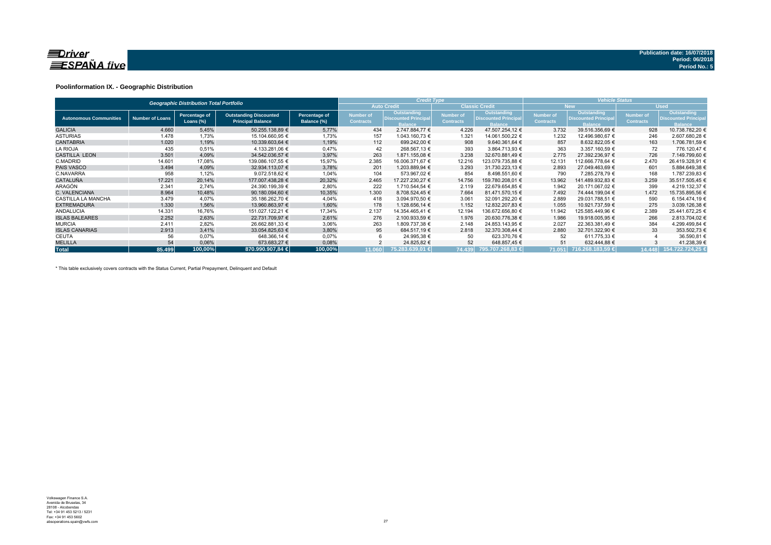Driver ESPAÑA five

Publication date: 16/07/2018
Period: 06/2018
Period No.: 5

## Poolinformation IX. - Geographic Distribution

| Geographic Distribution Total Portfolio | | | | | Credit Type | | | | Vehicle Status | | | |
|---|---|---|---|---|---|---|---|---|---|---|---|---|
| | | | | | Auto Credit | | Classic Credit | | New | | Used | |
| Autonomous Communities | Number of Loans | Percentage of Loans (%) | Outstanding Discounted Principal Balance | Percentage of Balance (%) | Number of Contracts | Outstanding Discounted Principal Balance | Number of Contracts | Outstanding Discounted Principal Balance | Number of Contracts | Outstanding Discounted Principal Balance | Number of Contracts | Outstanding Discounted Principal Balance |
| GALICIA | 4.660 | 5,45% | 50.255.138,89 € | 5,77% | 434 | 2.747.884,77 € | 4.226 | 47.507.254,12 € | 3.732 | 39.516.356,69 € | 928 | 10.738.782,20 € |
| ASTURIAS | 1.478 | 1,73% | 15.104.660,95 € | 1,73% | 157 | 1.043.160,73 € | 1.321 | 14.061.500,22 € | 1.232 | 12.496.980,67 € | 246 | 2.607.680,28 € |
| CANTABRIA | 1.020 | 1,19% | 10.339.603,64 € | 1,19% | 112 | 699.242,00 € | 908 | 9.640.361,64 € | 857 | 8.632.822,05 € | 163 | 1.706.781,59 € |
| LA RIOJA | 435 | 0,51% | 4.133.281,06 € | 0,47% | 42 | 268.567,13 € | 393 | 3.864.713,93 € | 363 | 3.357.160,59 € | 72 | 776.120,47 € |
| CASTILLA LEON | 3.501 | 4,09% | 34.542.036,57 € | 3,97% | 263 | 1.871.155,08 € | 3.238 | 32.670.881,49 € | 2.775 | 27.392.236,97 € | 726 | 7.149.799,60 € |
| C.MADRID | 14.601 | 17,08% | 139.086.107,55 € | 15,97% | 2.385 | 16.006.371,67 € | 12.216 | 123.079.735,88 € | 12.131 | 112.666.778,64 € | 2.470 | 26.419.328,91 € |
| PAIS VASCO | 3.494 | 4,09% | 32.934.113,07 € | 3,78% | 201 | 1.203.889,94 € | 3.293 | 31.730.223,13 € | 2.893 | 27.049.463,69 € | 601 | 5.884.649,38 € |
| C.NAVARRA | 958 | 1,12% | 9.072.518,62 € | 1,04% | 104 | 573.967,02 € | 854 | 8.498.551,60 € | 790 | 7.285.278,79 € | 168 | 1.787.239,83 € |
| CATALUÑA | 17.221 | 20,14% | 177.007.438,28 € | 20,32% | 2.465 | 17.227.230,27 € | 14.756 | 159.780.208,01 € | 13.962 | 141.489.932,83 € | 3.259 | 35.517.505,45 € |
| ARAGÓN | 2.341 | 2,74% | 24.390.199,39 € | 2,80% | 222 | 1.710.544,54 € | 2.119 | 22.679.654,85 € | 1.942 | 20.171.067,02 € | 399 | 4.219.132,37 € |
| C. VALENCIANA | 8.964 | 10,48% | 90.180.094,60 € | 10,35% | 1.300 | 8.708.524,45 € | 7.664 | 81.471.570,15 € | 7.492 | 74.444.199,04 € | 1.472 | 15.735.895,56 € |
| CASTILLA LA MANCHA | 3.479 | 4,07% | 35.186.262,70 € | 4,04% | 418 | 3.094.970,50 € | 3.061 | 32.091.292,20 € | 2.889 | 29.031.788,51 € | 590 | 6.154.474,19 € |
| EXTREMADURA | 1.330 | 1,56% | 13.960.863,97 € | 1,60% | 178 | 1.128.656,14 € | 1.152 | 12.832.207,83 € | 1.055 | 10.921.737,59 € | 275 | 3.039.126,38 € |
| ANDALUCIA | 14.331 | 16,76% | 151.027.122,21 € | 17,34% | 2.137 | 14.354.465,41 € | 12.194 | 136.672.656,80 € | 11.942 | 125.585.449,96 € | 2.389 | 25.441.672,25 € |
| ISLAS BALEARES | 2.252 | 2,63% | 22.731.709,97 € | 2,61% | 276 | 2.100.933,59 € | 1.976 | 20.630.776,38 € | 1.986 | 19.918.005,95 € | 266 | 2.813.704,02 € |
| MURCIA | 2.411 | 2,82% | 26.662.881,33 € | 3,06% | 263 | 1.809.737,38 € | 2.148 | 24.853.143,95 € | 2.027 | 22.363.381,49 € | 384 | 4.299.499,84 € |
| ISLAS CANARIAS | 2.913 | 3,41% | 33.054.825,63 € | 3,80% | 95 | 684.517,19 € | 2.818 | 32.370.308,44 € | 2.880 | 32.701.322,90 € | 33 | 353.502,73 € |
| CEUTA | 56 | 0,07% | 648.366,14 € | 0,07% | 6 | 24.995,38 € | 50 | 623.370,76 € | 52 | 611.775,33 € | 4 | 36.590,81 € |
| MELILLA | 54 | 0,06% | 673.683,27 € | 0,08% | 2 | 24.825,82 € | 52 | 648.857,45 € | 51 | 632.444,88 € | 3 | 41.238,39 € |
| **Total** | **85.499** | **100,00%** | **870.990.907,84 €** | **100,00%** | **11.060** | **75.283.639,01 €** | **74.439** | **795.707.268,83 €** | **71.051** | **716.268.183,59 €** | **14.448** | **154.722.724,25 €** |

\* This table exclusively covers contracts with the Status Current, Partial Prepayment, Delinquent and Default

Volkswagen Finance S.A.
Avenida de Bruselas, 34
28108 - Alcobendas
Tel: +34 91 453 5213 / 5231
Fax: +34 91 453 5602
absoperations.spain@vwfs.com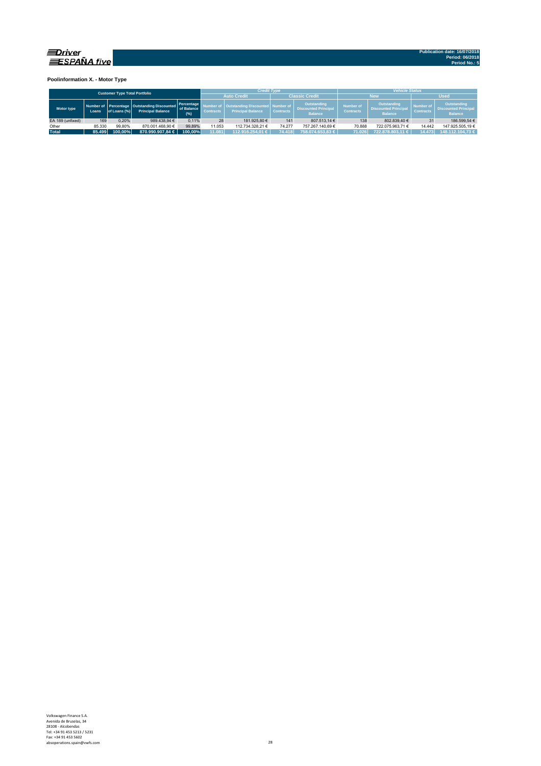Publication date: 16/07/2018
Period: 06/2018
Period No.: 5

**Poolinformation X. - Motor Type**

| Customer Type Total Portfolio | | | | | Credit Type | | | | Vehicle Status | | | |
|---|---|---|---|---|---|---|---|---|---|---|---|---|
| | | | | | Auto Credit | | Classic Credit | | New | | Used | |
| Motor type | Number of Loans | Percentage of Loans (%) | Outstanding Discounted Principal Balance | Percentage of Balance (%) | Number of Contracts | Outstanding Discounted Principal Balance | Number of Contracts | Outstanding Discounted Principal Balance | Number of Contracts | Outstanding Discounted Principal Balance | Number of Contracts | Outstanding Discounted Principal Balance |
| EA 189 (unfixed) | 169 | 0,20% | 989.438,94 € | 0,11% | 28 | 181.925,80 € | 141 | 807.513,14 € | 138 | 802.839,40 € | 31 | 186.599,54 € |
| Other | 85.330 | 99,80% | 870.001.468,90 € | 99,89% | 11.053 | 112.734.328,21 € | 74.277 | 757.267.140,69 € | 70.888 | 722.075.963,71 € | 14.442 | 147.925.505,19 € |
| **Total** | **85.499** | **100,00%** | **870.990.907,84 €** | **100,00%** | **11.081** | **112.916.254,01 €** | **74.418** | **758.074.653,83 €** | **71.026** | **722.878.803,11 €** | **14.473** | **148.112.104,73 €** |

Volkswagen Finance S.A.
Avenida de Bruselas, 34
28108 - Alcobendas
Tel: +34 91 453 5213 / 5231
Fax: +34 91 453 5602
absoperations.spain@vwfs.com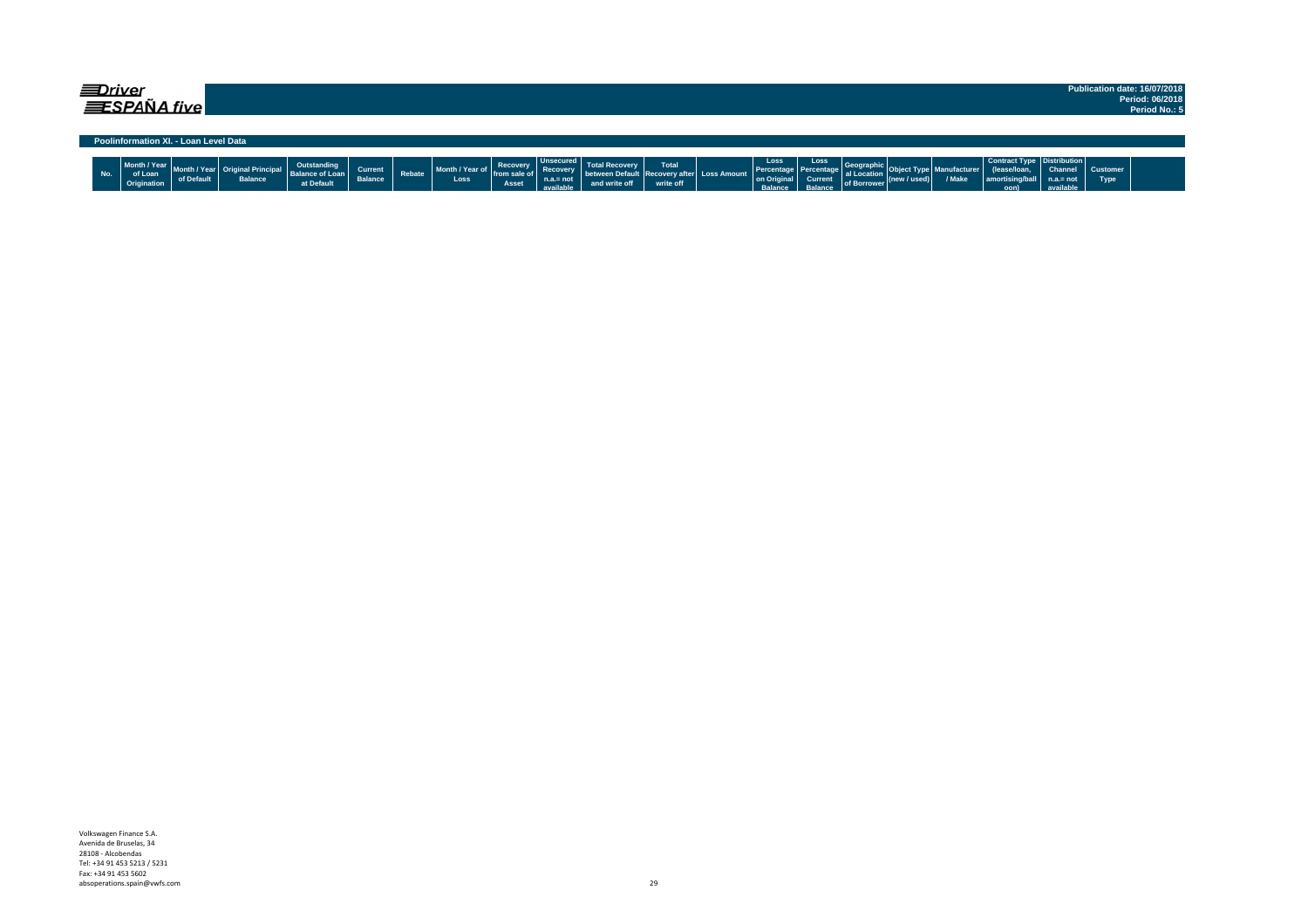**Driver ESPAÑA five**

**Publication date: 16/07/2018**
**Period: 06/2018**
**Period No.: 5**

## Poolinformation XI. - Loan Level Data

| No. | Month / Year of Loan Origination | Month / Year of Default | Original Principal Balance | Outstanding Balance of Loan at Default | Current Balance | Rebate | Month / Year of Loss | Recovery from sale of Asset | Unsecured Recovery n.a.= not available | Total Recovery between Default and write off | Total Recovery after write off | Loss Amount | Loss Percentage on Original Balance | Loss Percentage Current Balance | Geographical Location of Borrower | Object Type (new / used) | Manufacturer / Make | Contract Type (lease/loan, amortising/balloon) | Distribution Channel n.a.= not available | Customer Type |
|---|---|---|---|---|---|---|---|---|---|---|---|---|---|---|---|---|---|---|---|---|

Volkswagen Finance S.A.
Avenida de Bruselas, 34
28108 - Alcobendas
Tel: +34 91 453 5213 / 5231
Fax: +34 91 453 5602
absoperations.spain@vwfs.com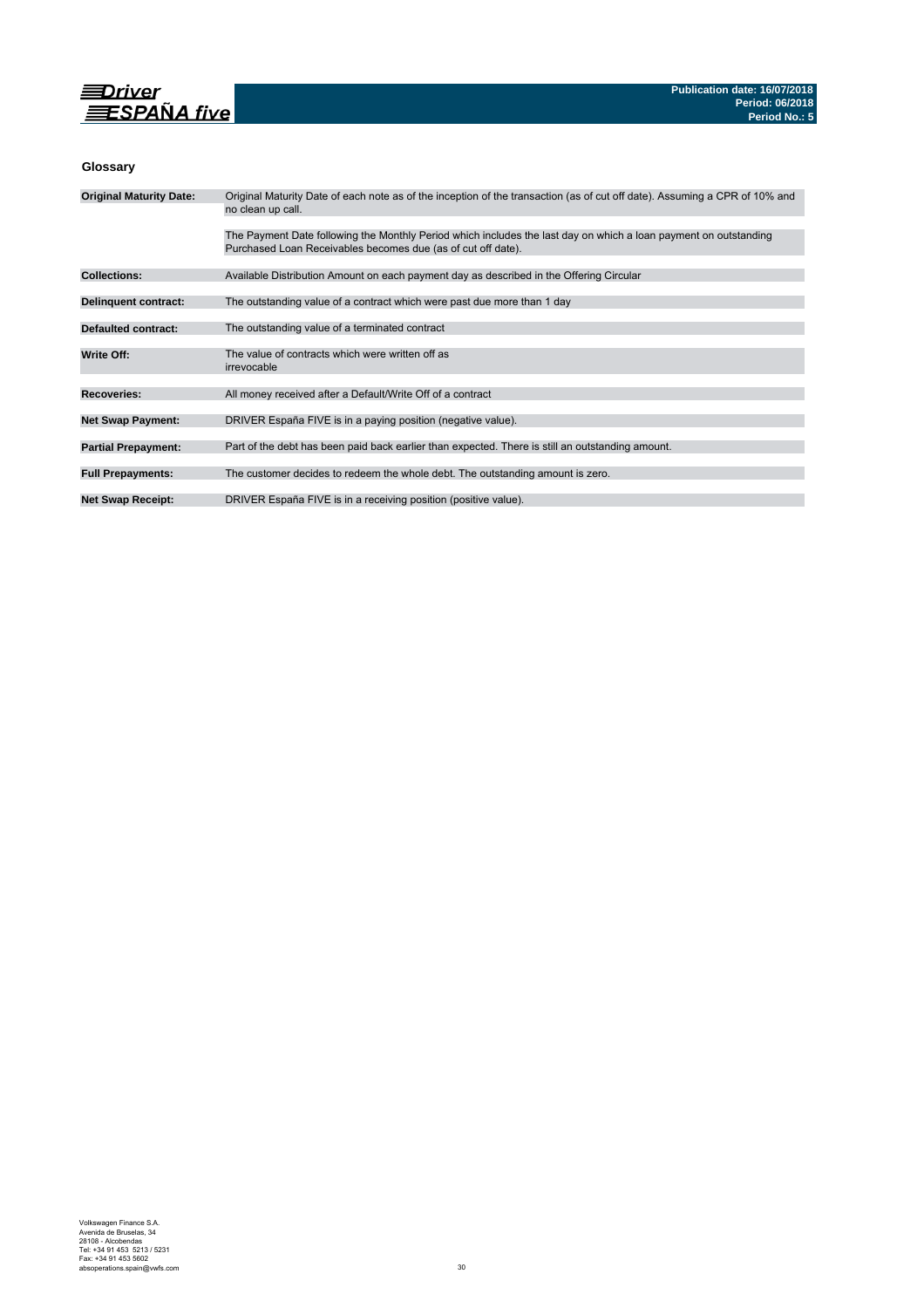## Glossary

| | |
|---|---|
| **Original Maturity Date:** | Original Maturity Date of each note as of the inception of the transaction (as of cut off date). Assuming a CPR of 10% and no clean up call. |
| | The Payment Date following the Monthly Period which includes the last day on which a loan payment on outstanding Purchased Loan Receivables becomes due (as of cut off date). |
| **Collections:** | Available Distribution Amount on each payment day as described in the Offering Circular |
| **Delinquent contract:** | The outstanding value of a contract which were past due more than 1 day |
| **Defaulted contract:** | The outstanding value of a terminated contract |
| **Write Off:** | The value of contracts which were written off as irrevocable |
| **Recoveries:** | All money received after a Default/Write Off of a contract |
| **Net Swap Payment:** | DRIVER España FIVE is in a paying position (negative value). |
| **Partial Prepayment:** | Part of the debt has been paid back earlier than expected. There is still an outstanding amount. |
| **Full Prepayments:** | The customer decides to redeem the whole debt. The outstanding amount is zero. |
| **Net Swap Receipt:** | DRIVER España FIVE is in a receiving position (positive value). |

Volkswagen Finance S.A.
Avenida de Bruselas, 34
28108 - Alcobendas
Tel: +34 91 453 5213 / 5231
Fax: +34 91 453 5602
absoperations.spain@vwfs.com